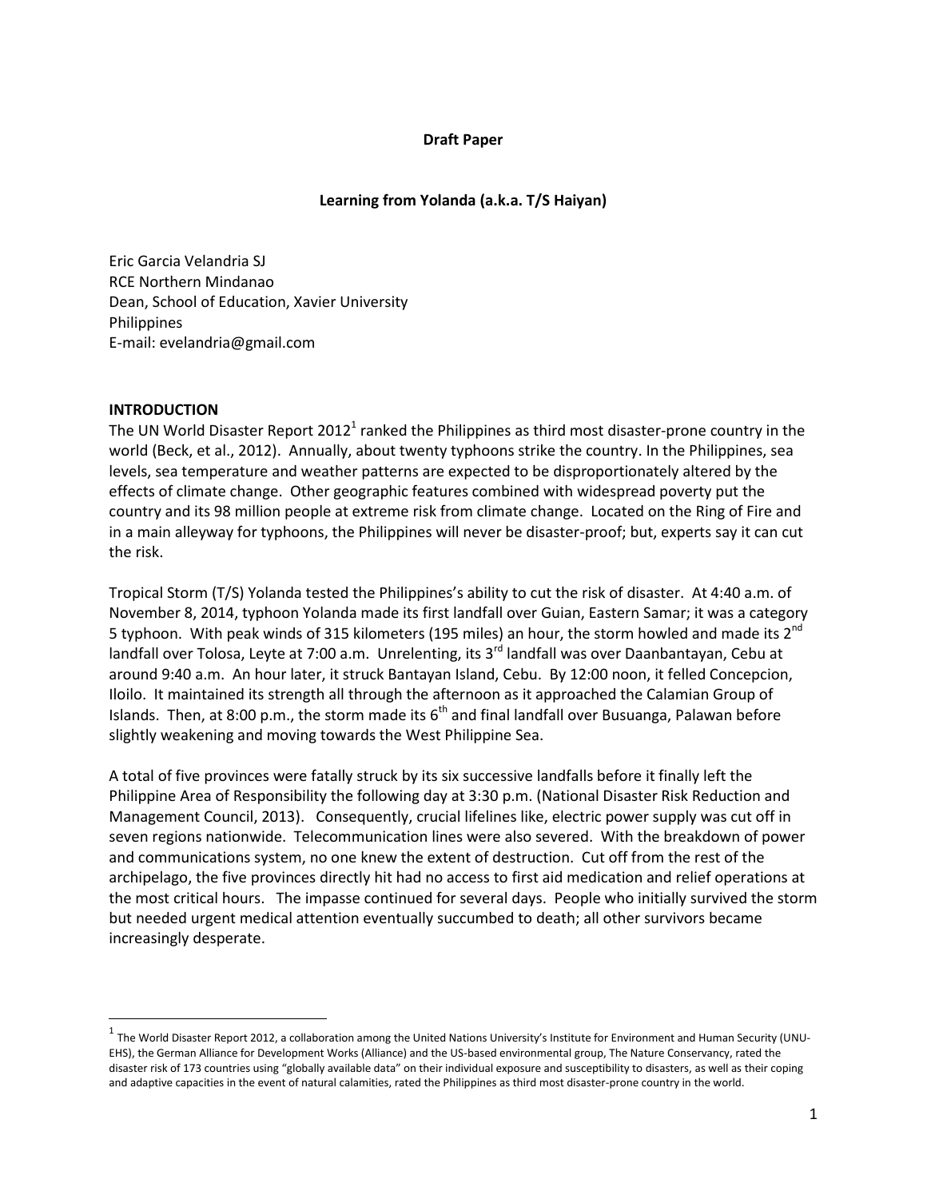**Draft Paper**

# Learning from Yolanda (a.k.a. T/S Haiyan)

Eric Garcia Velandria SJ
RCE Northern Mindanao
Dean, School of Education, Xavier University
Philippines
E-mail: evelandria@gmail.com

## INTRODUCTION

The UN World Disaster Report 2012[1] ranked the Philippines as third most disaster-prone country in the world (Beck, et al., 2012). Annually, about twenty typhoons strike the country. In the Philippines, sea levels, sea temperature and weather patterns are expected to be disproportionately altered by the effects of climate change. Other geographic features combined with widespread poverty put the country and its 98 million people at extreme risk from climate change. Located on the Ring of Fire and in a main alleyway for typhoons, the Philippines will never be disaster-proof; but, experts say it can cut the risk.

Tropical Storm (T/S) Yolanda tested the Philippines's ability to cut the risk of disaster. At 4:40 a.m. of November 8, 2014, typhoon Yolanda made its first landfall over Guian, Eastern Samar; it was a category 5 typhoon. With peak winds of 315 kilometers (195 miles) an hour, the storm howled and made its 2nd landfall over Tolosa, Leyte at 7:00 a.m. Unrelenting, its 3rd landfall was over Daanbantayan, Cebu at around 9:40 a.m. An hour later, it struck Bantayan Island, Cebu. By 12:00 noon, it felled Concepcion, Iloilo. It maintained its strength all through the afternoon as it approached the Calamian Group of Islands. Then, at 8:00 p.m., the storm made its 6th and final landfall over Busuanga, Palawan before slightly weakening and moving towards the West Philippine Sea.

A total of five provinces were fatally struck by its six successive landfalls before it finally left the Philippine Area of Responsibility the following day at 3:30 p.m. (National Disaster Risk Reduction and Management Council, 2013). Consequently, crucial lifelines like, electric power supply was cut off in seven regions nationwide. Telecommunication lines were also severed. With the breakdown of power and communications system, no one knew the extent of destruction. Cut off from the rest of the archipelago, the five provinces directly hit had no access to first aid medication and relief operations at the most critical hours. The impasse continued for several days. People who initially survived the storm but needed urgent medical attention eventually succumbed to death; all other survivors became increasingly desperate.

---

[1] The World Disaster Report 2012, a collaboration among the United Nations University's Institute for Environment and Human Security (UNU-EHS), the German Alliance for Development Works (Alliance) and the US-based environmental group, The Nature Conservancy, rated the disaster risk of 173 countries using "globally available data" on their individual exposure and susceptibility to disasters, as well as their coping and adaptive capacities in the event of natural calamities, rated the Philippines as third most disaster-prone country in the world.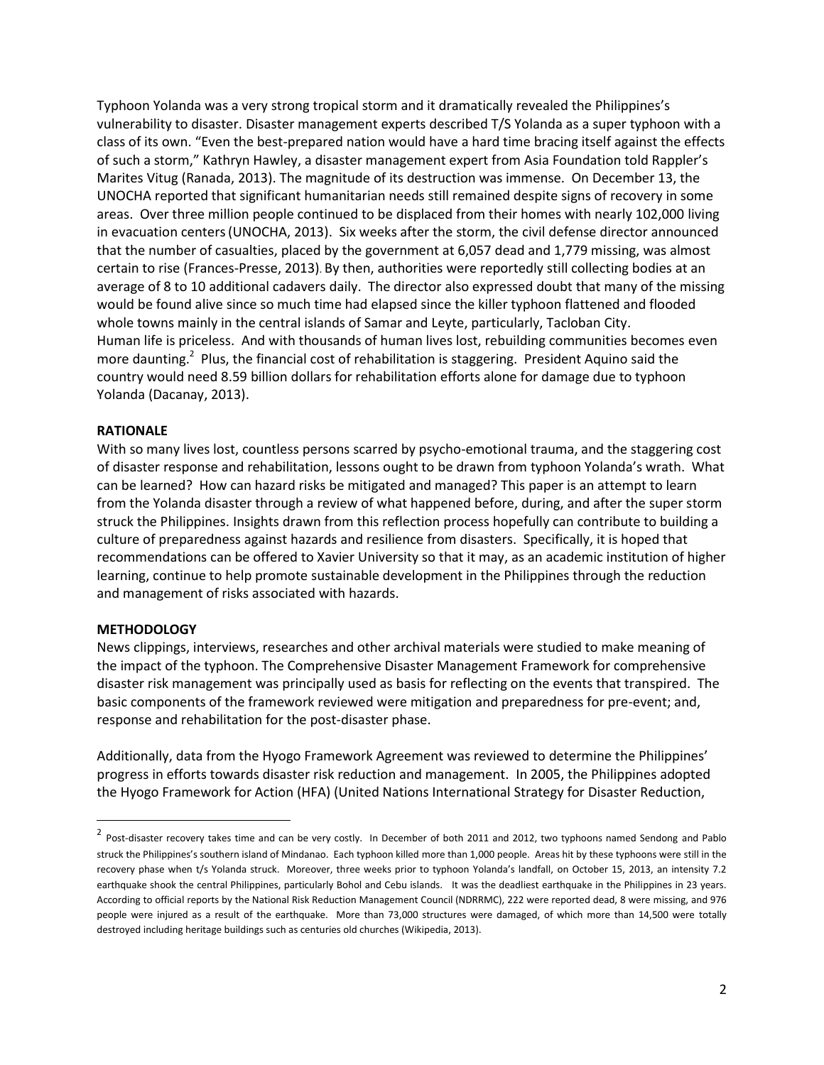Typhoon Yolanda was a very strong tropical storm and it dramatically revealed the Philippines's vulnerability to disaster. Disaster management experts described T/S Yolanda as a super typhoon with a class of its own. "Even the best-prepared nation would have a hard time bracing itself against the effects of such a storm," Kathryn Hawley, a disaster management expert from Asia Foundation told Rappler's Marites Vitug (Ranada, 2013). The magnitude of its destruction was immense. On December 13, the UNOCHA reported that significant humanitarian needs still remained despite signs of recovery in some areas. Over three million people continued to be displaced from their homes with nearly 102,000 living in evacuation centers (UNOCHA, 2013). Six weeks after the storm, the civil defense director announced that the number of casualties, placed by the government at 6,057 dead and 1,779 missing, was almost certain to rise (Frances-Presse, 2013). By then, authorities were reportedly still collecting bodies at an average of 8 to 10 additional cadavers daily. The director also expressed doubt that many of the missing would be found alive since so much time had elapsed since the killer typhoon flattened and flooded whole towns mainly in the central islands of Samar and Leyte, particularly, Tacloban City.
Human life is priceless. And with thousands of human lives lost, rebuilding communities becomes even more daunting.[2] Plus, the financial cost of rehabilitation is staggering. President Aquino said the country would need 8.59 billion dollars for rehabilitation efforts alone for damage due to typhoon Yolanda (Dacanay, 2013).

**RATIONALE**

With so many lives lost, countless persons scarred by psycho-emotional trauma, and the staggering cost of disaster response and rehabilitation, lessons ought to be drawn from typhoon Yolanda's wrath. What can be learned? How can hazard risks be mitigated and managed? This paper is an attempt to learn from the Yolanda disaster through a review of what happened before, during, and after the super storm struck the Philippines. Insights drawn from this reflection process hopefully can contribute to building a culture of preparedness against hazards and resilience from disasters. Specifically, it is hoped that recommendations can be offered to Xavier University so that it may, as an academic institution of higher learning, continue to help promote sustainable development in the Philippines through the reduction and management of risks associated with hazards.

**METHODOLOGY**

News clippings, interviews, researches and other archival materials were studied to make meaning of the impact of the typhoon. The Comprehensive Disaster Management Framework for comprehensive disaster risk management was principally used as basis for reflecting on the events that transpired. The basic components of the framework reviewed were mitigation and preparedness for pre-event; and, response and rehabilitation for the post-disaster phase.

Additionally, data from the Hyogo Framework Agreement was reviewed to determine the Philippines' progress in efforts towards disaster risk reduction and management. In 2005, the Philippines adopted the Hyogo Framework for Action (HFA) (United Nations International Strategy for Disaster Reduction,

---

[2] Post-disaster recovery takes time and can be very costly. In December of both 2011 and 2012, two typhoons named Sendong and Pablo struck the Philippines's southern island of Mindanao. Each typhoon killed more than 1,000 people. Areas hit by these typhoons were still in the recovery phase when t/s Yolanda struck. Moreover, three weeks prior to typhoon Yolanda's landfall, on October 15, 2013, an intensity 7.2 earthquake shook the central Philippines, particularly Bohol and Cebu islands. It was the deadliest earthquake in the Philippines in 23 years. According to official reports by the National Risk Reduction Management Council (NDRRMC), 222 were reported dead, 8 were missing, and 976 people were injured as a result of the earthquake. More than 73,000 structures were damaged, of which more than 14,500 were totally destroyed including heritage buildings such as centuries old churches (Wikipedia, 2013).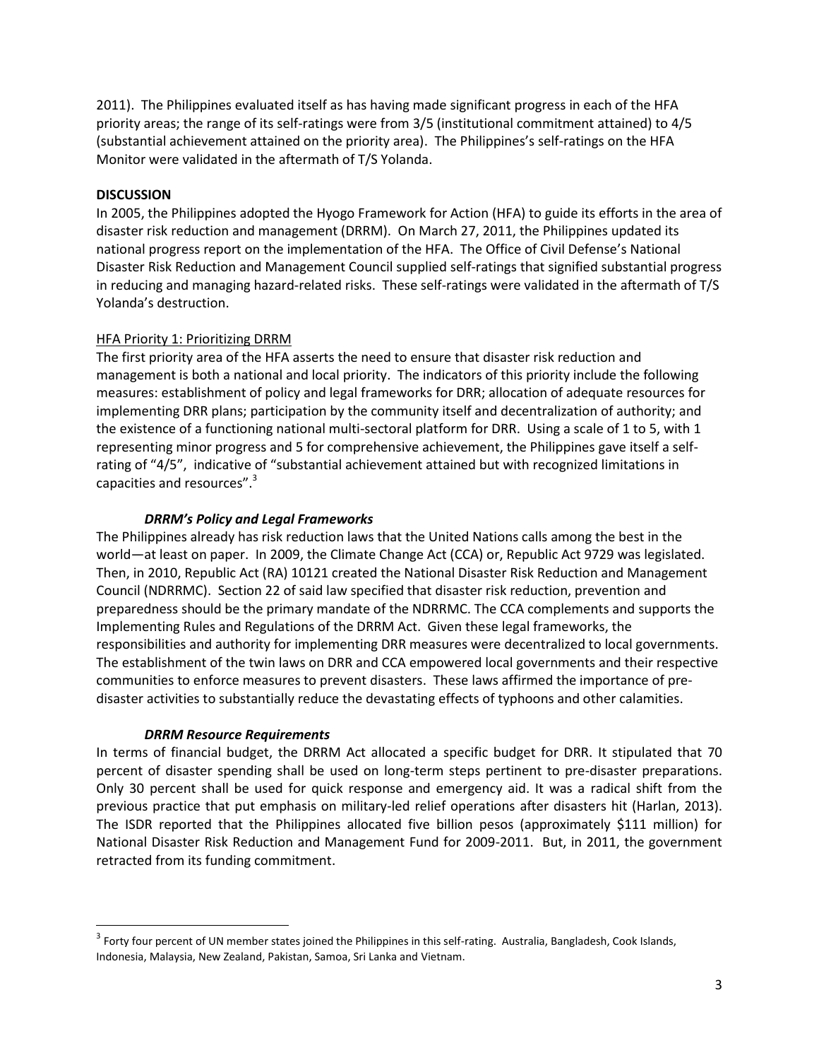2011). The Philippines evaluated itself as has having made significant progress in each of the HFA priority areas; the range of its self-ratings were from 3/5 (institutional commitment attained) to 4/5 (substantial achievement attained on the priority area). The Philippines's self-ratings on the HFA Monitor were validated in the aftermath of T/S Yolanda.

**DISCUSSION**

In 2005, the Philippines adopted the Hyogo Framework for Action (HFA) to guide its efforts in the area of disaster risk reduction and management (DRRM). On March 27, 2011, the Philippines updated its national progress report on the implementation of the HFA. The Office of Civil Defense's National Disaster Risk Reduction and Management Council supplied self-ratings that signified substantial progress in reducing and managing hazard-related risks. These self-ratings were validated in the aftermath of T/S Yolanda's destruction.

<u>HFA Priority 1: Prioritizing DRRM</u>

The first priority area of the HFA asserts the need to ensure that disaster risk reduction and management is both a national and local priority. The indicators of this priority include the following measures: establishment of policy and legal frameworks for DRR; allocation of adequate resources for implementing DRR plans; participation by the community itself and decentralization of authority; and the existence of a functioning national multi-sectoral platform for DRR. Using a scale of 1 to 5, with 1 representing minor progress and 5 for comprehensive achievement, the Philippines gave itself a self-rating of "4/5", indicative of "substantial achievement attained but with recognized limitations in capacities and resources".[3]

***DRRM's Policy and Legal Frameworks***

The Philippines already has risk reduction laws that the United Nations calls among the best in the world—at least on paper. In 2009, the Climate Change Act (CCA) or, Republic Act 9729 was legislated. Then, in 2010, Republic Act (RA) 10121 created the National Disaster Risk Reduction and Management Council (NDRRMC). Section 22 of said law specified that disaster risk reduction, prevention and preparedness should be the primary mandate of the NDRRMC. The CCA complements and supports the Implementing Rules and Regulations of the DRRM Act. Given these legal frameworks, the responsibilities and authority for implementing DRR measures were decentralized to local governments. The establishment of the twin laws on DRR and CCA empowered local governments and their respective communities to enforce measures to prevent disasters. These laws affirmed the importance of pre-disaster activities to substantially reduce the devastating effects of typhoons and other calamities.

***DRRM Resource Requirements***

In terms of financial budget, the DRRM Act allocated a specific budget for DRR. It stipulated that 70 percent of disaster spending shall be used on long-term steps pertinent to pre-disaster preparations. Only 30 percent shall be used for quick response and emergency aid. It was a radical shift from the previous practice that put emphasis on military-led relief operations after disasters hit (Harlan, 2013). The ISDR reported that the Philippines allocated five billion pesos (approximately \$111 million) for National Disaster Risk Reduction and Management Fund for 2009-2011. But, in 2011, the government retracted from its funding commitment.

---

[3] Forty four percent of UN member states joined the Philippines in this self-rating. Australia, Bangladesh, Cook Islands, Indonesia, Malaysia, New Zealand, Pakistan, Samoa, Sri Lanka and Vietnam.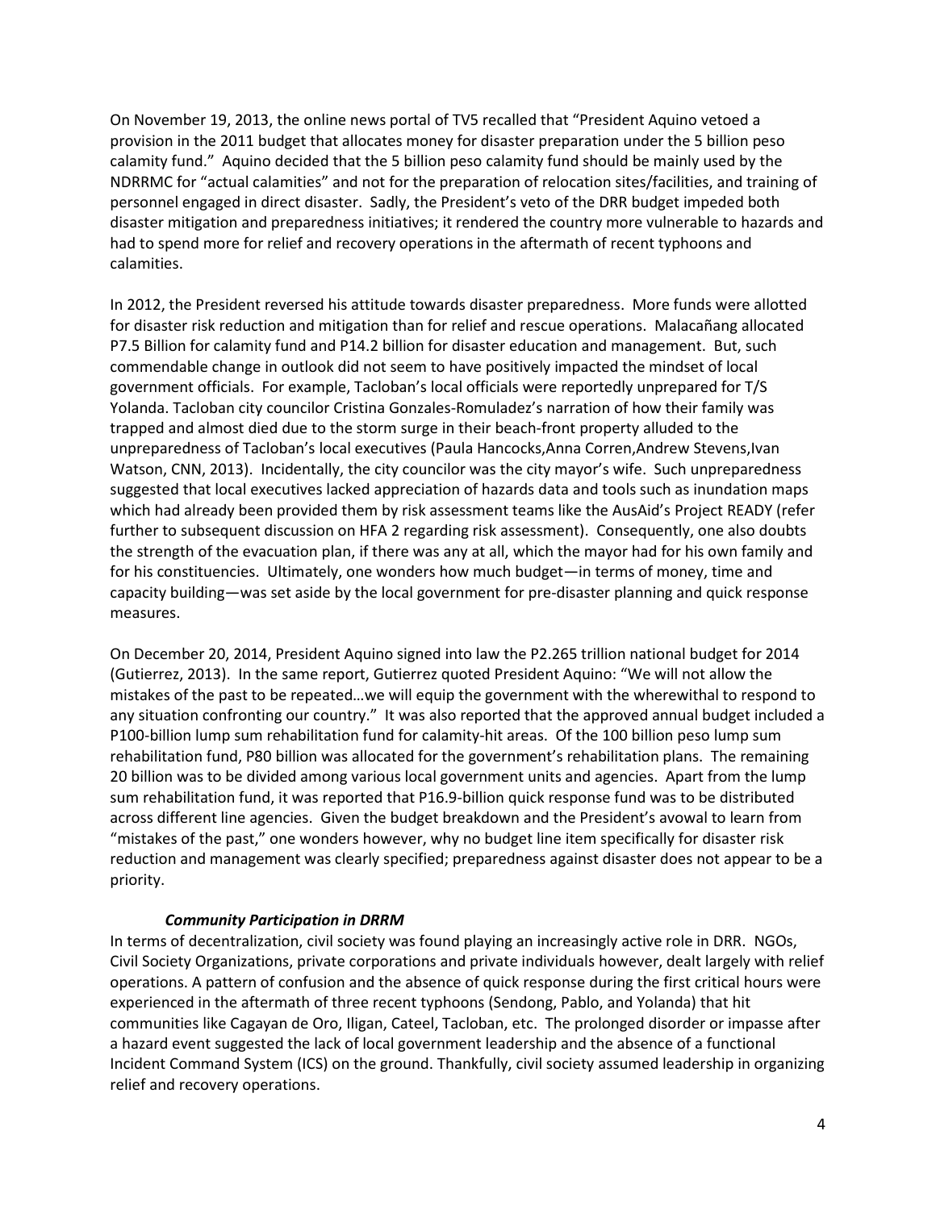On November 19, 2013, the online news portal of TV5 recalled that "President Aquino vetoed a provision in the 2011 budget that allocates money for disaster preparation under the 5 billion peso calamity fund." Aquino decided that the 5 billion peso calamity fund should be mainly used by the NDRRMC for "actual calamities" and not for the preparation of relocation sites/facilities, and training of personnel engaged in direct disaster. Sadly, the President's veto of the DRR budget impeded both disaster mitigation and preparedness initiatives; it rendered the country more vulnerable to hazards and had to spend more for relief and recovery operations in the aftermath of recent typhoons and calamities.

In 2012, the President reversed his attitude towards disaster preparedness. More funds were allotted for disaster risk reduction and mitigation than for relief and rescue operations. Malacañang allocated P7.5 Billion for calamity fund and P14.2 billion for disaster education and management. But, such commendable change in outlook did not seem to have positively impacted the mindset of local government officials. For example, Tacloban's local officials were reportedly unprepared for T/S Yolanda. Tacloban city councilor Cristina Gonzales-Romuladez's narration of how their family was trapped and almost died due to the storm surge in their beach-front property alluded to the unpreparedness of Tacloban's local executives (Paula Hancocks,Anna Corren,Andrew Stevens,Ivan Watson, CNN, 2013). Incidentally, the city councilor was the city mayor's wife. Such unpreparedness suggested that local executives lacked appreciation of hazards data and tools such as inundation maps which had already been provided them by risk assessment teams like the AusAid's Project READY (refer further to subsequent discussion on HFA 2 regarding risk assessment). Consequently, one also doubts the strength of the evacuation plan, if there was any at all, which the mayor had for his own family and for his constituencies. Ultimately, one wonders how much budget—in terms of money, time and capacity building—was set aside by the local government for pre-disaster planning and quick response measures.

On December 20, 2014, President Aquino signed into law the P2.265 trillion national budget for 2014 (Gutierrez, 2013). In the same report, Gutierrez quoted President Aquino: "We will not allow the mistakes of the past to be repeated…we will equip the government with the wherewithal to respond to any situation confronting our country." It was also reported that the approved annual budget included a P100-billion lump sum rehabilitation fund for calamity-hit areas. Of the 100 billion peso lump sum rehabilitation fund, P80 billion was allocated for the government's rehabilitation plans. The remaining 20 billion was to be divided among various local government units and agencies. Apart from the lump sum rehabilitation fund, it was reported that P16.9-billion quick response fund was to be distributed across different line agencies. Given the budget breakdown and the President's avowal to learn from "mistakes of the past," one wonders however, why no budget line item specifically for disaster risk reduction and management was clearly specified; preparedness against disaster does not appear to be a priority.

***Community Participation in DRRM***

In terms of decentralization, civil society was found playing an increasingly active role in DRR. NGOs, Civil Society Organizations, private corporations and private individuals however, dealt largely with relief operations. A pattern of confusion and the absence of quick response during the first critical hours were experienced in the aftermath of three recent typhoons (Sendong, Pablo, and Yolanda) that hit communities like Cagayan de Oro, Iligan, Cateel, Tacloban, etc. The prolonged disorder or impasse after a hazard event suggested the lack of local government leadership and the absence of a functional Incident Command System (ICS) on the ground. Thankfully, civil society assumed leadership in organizing relief and recovery operations.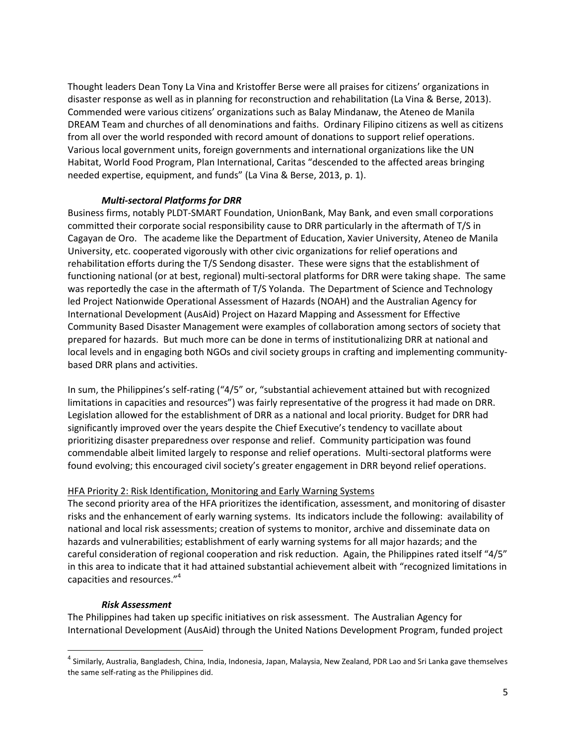Thought leaders Dean Tony La Vina and Kristoffer Berse were all praises for citizens' organizations in disaster response as well as in planning for reconstruction and rehabilitation (La Vina & Berse, 2013). Commended were various citizens' organizations such as Balay Mindanaw, the Ateneo de Manila DREAM Team and churches of all denominations and faiths. Ordinary Filipino citizens as well as citizens from all over the world responded with record amount of donations to support relief operations. Various local government units, foreign governments and international organizations like the UN Habitat, World Food Program, Plan International, Caritas "descended to the affected areas bringing needed expertise, equipment, and funds" (La Vina & Berse, 2013, p. 1).

#### *Multi-sectoral Platforms for DRR*

Business firms, notably PLDT-SMART Foundation, UnionBank, May Bank, and even small corporations committed their corporate social responsibility cause to DRR particularly in the aftermath of T/S in Cagayan de Oro. The academe like the Department of Education, Xavier University, Ateneo de Manila University, etc. cooperated vigorously with other civic organizations for relief operations and rehabilitation efforts during the T/S Sendong disaster. These were signs that the establishment of functioning national (or at best, regional) multi-sectoral platforms for DRR were taking shape. The same was reportedly the case in the aftermath of T/S Yolanda. The Department of Science and Technology led Project Nationwide Operational Assessment of Hazards (NOAH) and the Australian Agency for International Development (AusAid) Project on Hazard Mapping and Assessment for Effective Community Based Disaster Management were examples of collaboration among sectors of society that prepared for hazards. But much more can be done in terms of institutionalizing DRR at national and local levels and in engaging both NGOs and civil society groups in crafting and implementing community-based DRR plans and activities.

In sum, the Philippines's self-rating ("4/5" or, "substantial achievement attained but with recognized limitations in capacities and resources") was fairly representative of the progress it had made on DRR. Legislation allowed for the establishment of DRR as a national and local priority. Budget for DRR had significantly improved over the years despite the Chief Executive's tendency to vacillate about prioritizing disaster preparedness over response and relief. Community participation was found commendable albeit limited largely to response and relief operations. Multi-sectoral platforms were found evolving; this encouraged civil society's greater engagement in DRR beyond relief operations.

### HFA Priority 2: Risk Identification, Monitoring and Early Warning Systems

The second priority area of the HFA prioritizes the identification, assessment, and monitoring of disaster risks and the enhancement of early warning systems. Its indicators include the following: availability of national and local risk assessments; creation of systems to monitor, archive and disseminate data on hazards and vulnerabilities; establishment of early warning systems for all major hazards; and the careful consideration of regional cooperation and risk reduction. Again, the Philippines rated itself "4/5" in this area to indicate that it had attained substantial achievement albeit with "recognized limitations in capacities and resources."[4]

#### *Risk Assessment*

The Philippines had taken up specific initiatives on risk assessment. The Australian Agency for International Development (AusAid) through the United Nations Development Program, funded project

---

[4] Similarly, Australia, Bangladesh, China, India, Indonesia, Japan, Malaysia, New Zealand, PDR Lao and Sri Lanka gave themselves the same self-rating as the Philippines did.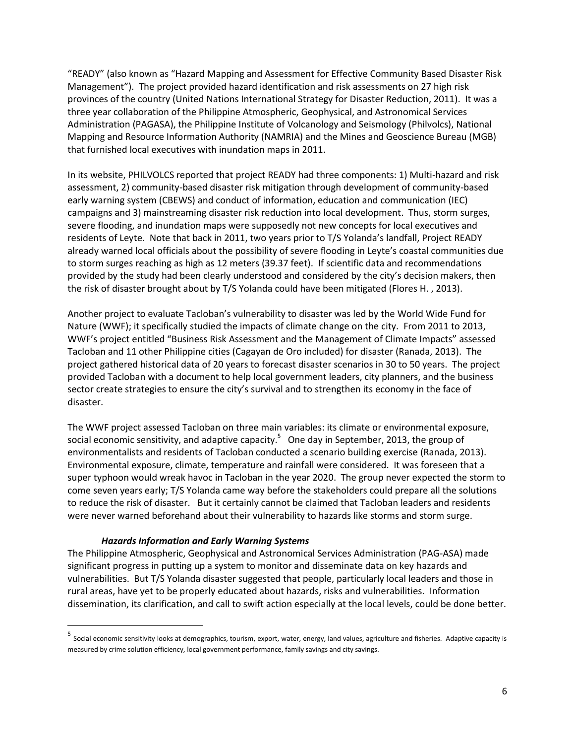"READY" (also known as "Hazard Mapping and Assessment for Effective Community Based Disaster Risk Management"). The project provided hazard identification and risk assessments on 27 high risk provinces of the country (United Nations International Strategy for Disaster Reduction, 2011). It was a three year collaboration of the Philippine Atmospheric, Geophysical, and Astronomical Services Administration (PAGASA), the Philippine Institute of Volcanology and Seismology (Philvolcs), National Mapping and Resource Information Authority (NAMRIA) and the Mines and Geoscience Bureau (MGB) that furnished local executives with inundation maps in 2011.

In its website, PHILVOLCS reported that project READY had three components: 1) Multi-hazard and risk assessment, 2) community-based disaster risk mitigation through development of community-based early warning system (CBEWS) and conduct of information, education and communication (IEC) campaigns and 3) mainstreaming disaster risk reduction into local development. Thus, storm surges, severe flooding, and inundation maps were supposedly not new concepts for local executives and residents of Leyte. Note that back in 2011, two years prior to T/S Yolanda's landfall, Project READY already warned local officials about the possibility of severe flooding in Leyte's coastal communities due to storm surges reaching as high as 12 meters (39.37 feet). If scientific data and recommendations provided by the study had been clearly understood and considered by the city's decision makers, then the risk of disaster brought about by T/S Yolanda could have been mitigated (Flores H. , 2013).

Another project to evaluate Tacloban's vulnerability to disaster was led by the World Wide Fund for Nature (WWF); it specifically studied the impacts of climate change on the city. From 2011 to 2013, WWF's project entitled "Business Risk Assessment and the Management of Climate Impacts" assessed Tacloban and 11 other Philippine cities (Cagayan de Oro included) for disaster (Ranada, 2013). The project gathered historical data of 20 years to forecast disaster scenarios in 30 to 50 years. The project provided Tacloban with a document to help local government leaders, city planners, and the business sector create strategies to ensure the city's survival and to strengthen its economy in the face of disaster.

The WWF project assessed Tacloban on three main variables: its climate or environmental exposure, social economic sensitivity, and adaptive capacity.[5] One day in September, 2013, the group of environmentalists and residents of Tacloban conducted a scenario building exercise (Ranada, 2013). Environmental exposure, climate, temperature and rainfall were considered. It was foreseen that a super typhoon would wreak havoc in Tacloban in the year 2020. The group never expected the storm to come seven years early; T/S Yolanda came way before the stakeholders could prepare all the solutions to reduce the risk of disaster. But it certainly cannot be claimed that Tacloban leaders and residents were never warned beforehand about their vulnerability to hazards like storms and storm surge.

#### *Hazards Information and Early Warning Systems*

The Philippine Atmospheric, Geophysical and Astronomical Services Administration (PAG-ASA) made significant progress in putting up a system to monitor and disseminate data on key hazards and vulnerabilities. But T/S Yolanda disaster suggested that people, particularly local leaders and those in rural areas, have yet to be properly educated about hazards, risks and vulnerabilities. Information dissemination, its clarification, and call to swift action especially at the local levels, could be done better.

---

[5] Social economic sensitivity looks at demographics, tourism, export, water, energy, land values, agriculture and fisheries. Adaptive capacity is measured by crime solution efficiency, local government performance, family savings and city savings.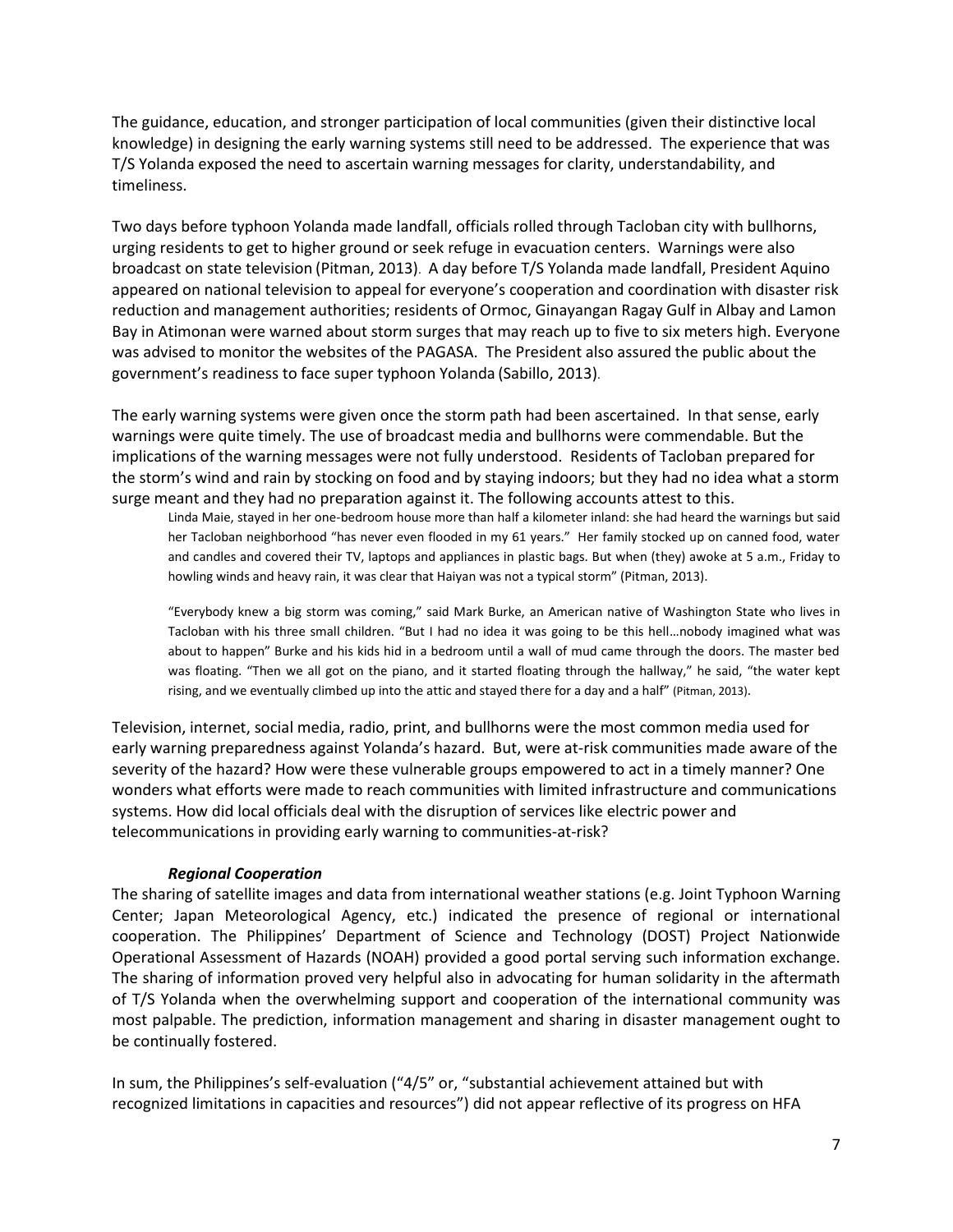The guidance, education, and stronger participation of local communities (given their distinctive local knowledge) in designing the early warning systems still need to be addressed. The experience that was T/S Yolanda exposed the need to ascertain warning messages for clarity, understandability, and timeliness.

Two days before typhoon Yolanda made landfall, officials rolled through Tacloban city with bullhorns, urging residents to get to higher ground or seek refuge in evacuation centers. Warnings were also broadcast on state television (Pitman, 2013). A day before T/S Yolanda made landfall, President Aquino appeared on national television to appeal for everyone's cooperation and coordination with disaster risk reduction and management authorities; residents of Ormoc, Ginayangan Ragay Gulf in Albay and Lamon Bay in Atimonan were warned about storm surges that may reach up to five to six meters high. Everyone was advised to monitor the websites of the PAGASA. The President also assured the public about the government's readiness to face super typhoon Yolanda (Sabillo, 2013).

The early warning systems were given once the storm path had been ascertained. In that sense, early warnings were quite timely. The use of broadcast media and bullhorns were commendable. But the implications of the warning messages were not fully understood. Residents of Tacloban prepared for the storm's wind and rain by stocking on food and by staying indoors; but they had no idea what a storm surge meant and they had no preparation against it. The following accounts attest to this.

> Linda Maie, stayed in her one-bedroom house more than half a kilometer inland: she had heard the warnings but said her Tacloban neighborhood "has never even flooded in my 61 years." Her family stocked up on canned food, water and candles and covered their TV, laptops and appliances in plastic bags. But when (they) awoke at 5 a.m., Friday to howling winds and heavy rain, it was clear that Haiyan was not a typical storm" (Pitman, 2013).
>
> "Everybody knew a big storm was coming," said Mark Burke, an American native of Washington State who lives in Tacloban with his three small children. "But I had no idea it was going to be this hell…nobody imagined what was about to happen" Burke and his kids hid in a bedroom until a wall of mud came through the doors. The master bed was floating. "Then we all got on the piano, and it started floating through the hallway," he said, "the water kept rising, and we eventually climbed up into the attic and stayed there for a day and a half" (Pitman, 2013).

Television, internet, social media, radio, print, and bullhorns were the most common media used for early warning preparedness against Yolanda's hazard. But, were at-risk communities made aware of the severity of the hazard? How were these vulnerable groups empowered to act in a timely manner? One wonders what efforts were made to reach communities with limited infrastructure and communications systems. How did local officials deal with the disruption of services like electric power and telecommunications in providing early warning to communities-at-risk?

***Regional Cooperation***

The sharing of satellite images and data from international weather stations (e.g. Joint Typhoon Warning Center; Japan Meteorological Agency, etc.) indicated the presence of regional or international cooperation. The Philippines' Department of Science and Technology (DOST) Project Nationwide Operational Assessment of Hazards (NOAH) provided a good portal serving such information exchange. The sharing of information proved very helpful also in advocating for human solidarity in the aftermath of T/S Yolanda when the overwhelming support and cooperation of the international community was most palpable. The prediction, information management and sharing in disaster management ought to be continually fostered.

In sum, the Philippines's self-evaluation ("4/5" or, "substantial achievement attained but with recognized limitations in capacities and resources") did not appear reflective of its progress on HFA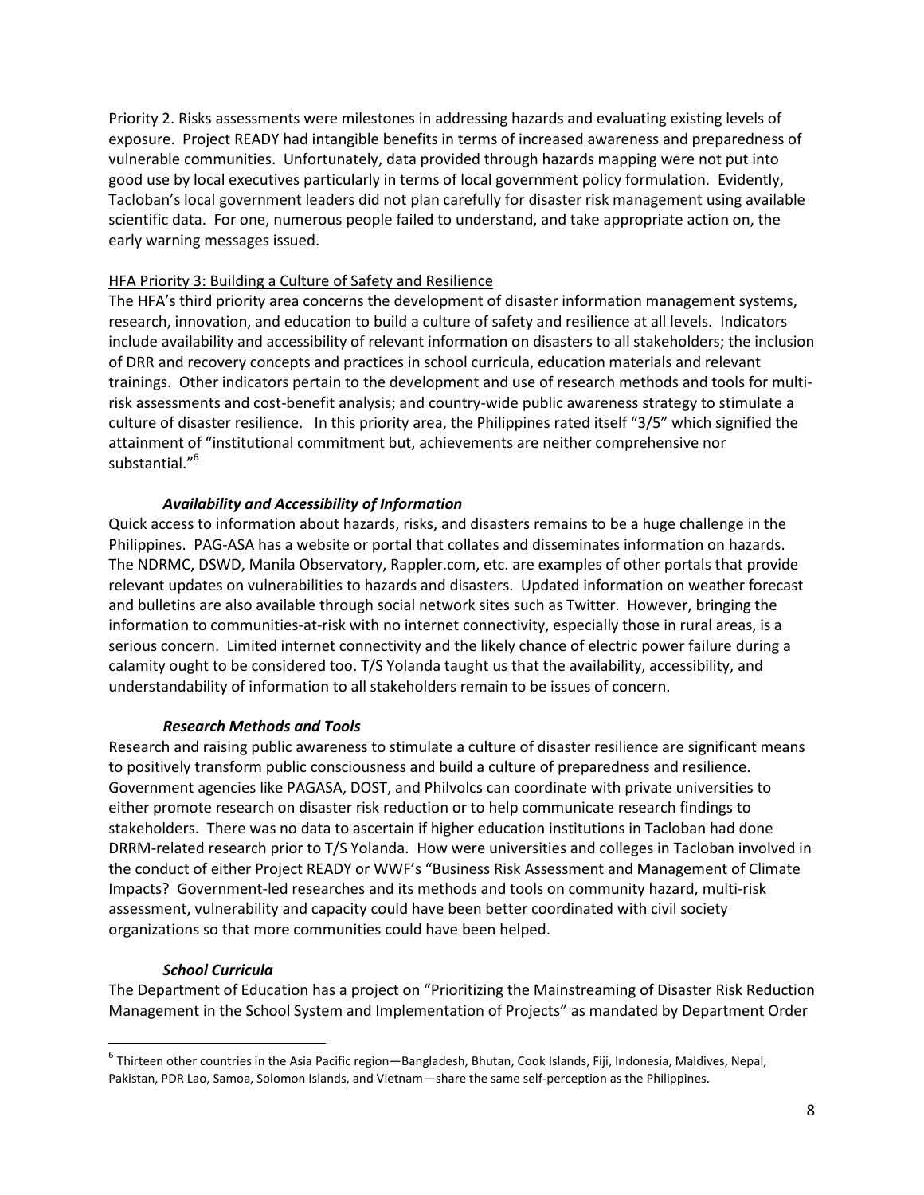Priority 2. Risks assessments were milestones in addressing hazards and evaluating existing levels of exposure. Project READY had intangible benefits in terms of increased awareness and preparedness of vulnerable communities. Unfortunately, data provided through hazards mapping were not put into good use by local executives particularly in terms of local government policy formulation. Evidently, Tacloban's local government leaders did not plan carefully for disaster risk management using available scientific data. For one, numerous people failed to understand, and take appropriate action on, the early warning messages issued.

HFA Priority 3: Building a Culture of Safety and Resilience

The HFA's third priority area concerns the development of disaster information management systems, research, innovation, and education to build a culture of safety and resilience at all levels. Indicators include availability and accessibility of relevant information on disasters to all stakeholders; the inclusion of DRR and recovery concepts and practices in school curricula, education materials and relevant trainings. Other indicators pertain to the development and use of research methods and tools for multi-risk assessments and cost-benefit analysis; and country-wide public awareness strategy to stimulate a culture of disaster resilience. In this priority area, the Philippines rated itself "3/5" which signified the attainment of "institutional commitment but, achievements are neither comprehensive nor substantial."[6]

***Availability and Accessibility of Information***

Quick access to information about hazards, risks, and disasters remains to be a huge challenge in the Philippines. PAG-ASA has a website or portal that collates and disseminates information on hazards. The NDRMC, DSWD, Manila Observatory, Rappler.com, etc. are examples of other portals that provide relevant updates on vulnerabilities to hazards and disasters. Updated information on weather forecast and bulletins are also available through social network sites such as Twitter. However, bringing the information to communities-at-risk with no internet connectivity, especially those in rural areas, is a serious concern. Limited internet connectivity and the likely chance of electric power failure during a calamity ought to be considered too. T/S Yolanda taught us that the availability, accessibility, and understandability of information to all stakeholders remain to be issues of concern.

***Research Methods and Tools***

Research and raising public awareness to stimulate a culture of disaster resilience are significant means to positively transform public consciousness and build a culture of preparedness and resilience. Government agencies like PAGASA, DOST, and Philvolcs can coordinate with private universities to either promote research on disaster risk reduction or to help communicate research findings to stakeholders. There was no data to ascertain if higher education institutions in Tacloban had done DRRM-related research prior to T/S Yolanda. How were universities and colleges in Tacloban involved in the conduct of either Project READY or WWF's "Business Risk Assessment and Management of Climate Impacts? Government-led researches and its methods and tools on community hazard, multi-risk assessment, vulnerability and capacity could have been better coordinated with civil society organizations so that more communities could have been helped.

***School Curricula***

The Department of Education has a project on "Prioritizing the Mainstreaming of Disaster Risk Reduction Management in the School System and Implementation of Projects" as mandated by Department Order

[6] Thirteen other countries in the Asia Pacific region—Bangladesh, Bhutan, Cook Islands, Fiji, Indonesia, Maldives, Nepal, Pakistan, PDR Lao, Samoa, Solomon Islands, and Vietnam—share the same self-perception as the Philippines.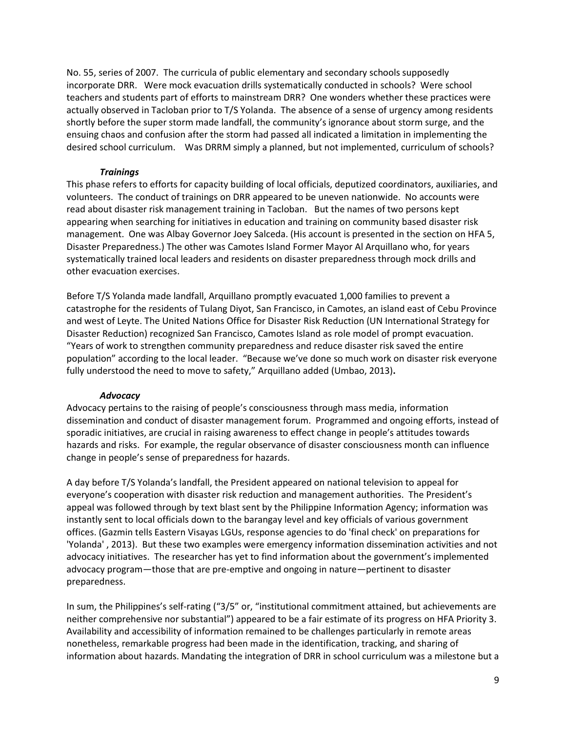No. 55, series of 2007. The curricula of public elementary and secondary schools supposedly incorporate DRR. Were mock evacuation drills systematically conducted in schools? Were school teachers and students part of efforts to mainstream DRR? One wonders whether these practices were actually observed in Tacloban prior to T/S Yolanda. The absence of a sense of urgency among residents shortly before the super storm made landfall, the community's ignorance about storm surge, and the ensuing chaos and confusion after the storm had passed all indicated a limitation in implementing the desired school curriculum. Was DRRM simply a planned, but not implemented, curriculum of schools?

***Trainings***

This phase refers to efforts for capacity building of local officials, deputized coordinators, auxiliaries, and volunteers. The conduct of trainings on DRR appeared to be uneven nationwide. No accounts were read about disaster risk management training in Tacloban. But the names of two persons kept appearing when searching for initiatives in education and training on community based disaster risk management. One was Albay Governor Joey Salceda. (His account is presented in the section on HFA 5, Disaster Preparedness.) The other was Camotes Island Former Mayor Al Arquillano who, for years systematically trained local leaders and residents on disaster preparedness through mock drills and other evacuation exercises.

Before T/S Yolanda made landfall, Arquillano promptly evacuated 1,000 families to prevent a catastrophe for the residents of Tulang Diyot, San Francisco, in Camotes, an island east of Cebu Province and west of Leyte. The United Nations Office for Disaster Risk Reduction (UN International Strategy for Disaster Reduction) recognized San Francisco, Camotes Island as role model of prompt evacuation. "Years of work to strengthen community preparedness and reduce disaster risk saved the entire population" according to the local leader. "Because we've done so much work on disaster risk everyone fully understood the need to move to safety," Arquillano added (Umbao, 2013).

***Advocacy***

Advocacy pertains to the raising of people's consciousness through mass media, information dissemination and conduct of disaster management forum. Programmed and ongoing efforts, instead of sporadic initiatives, are crucial in raising awareness to effect change in people's attitudes towards hazards and risks. For example, the regular observance of disaster consciousness month can influence change in people's sense of preparedness for hazards.

A day before T/S Yolanda's landfall, the President appeared on national television to appeal for everyone's cooperation with disaster risk reduction and management authorities. The President's appeal was followed through by text blast sent by the Philippine Information Agency; information was instantly sent to local officials down to the barangay level and key officials of various government offices. (Gazmin tells Eastern Visayas LGUs, response agencies to do 'final check' on preparations for 'Yolanda' , 2013). But these two examples were emergency information dissemination activities and not advocacy initiatives. The researcher has yet to find information about the government's implemented advocacy program—those that are pre-emptive and ongoing in nature—pertinent to disaster preparedness.

In sum, the Philippines's self-rating ("3/5" or, "institutional commitment attained, but achievements are neither comprehensive nor substantial") appeared to be a fair estimate of its progress on HFA Priority 3. Availability and accessibility of information remained to be challenges particularly in remote areas nonetheless, remarkable progress had been made in the identification, tracking, and sharing of information about hazards. Mandating the integration of DRR in school curriculum was a milestone but a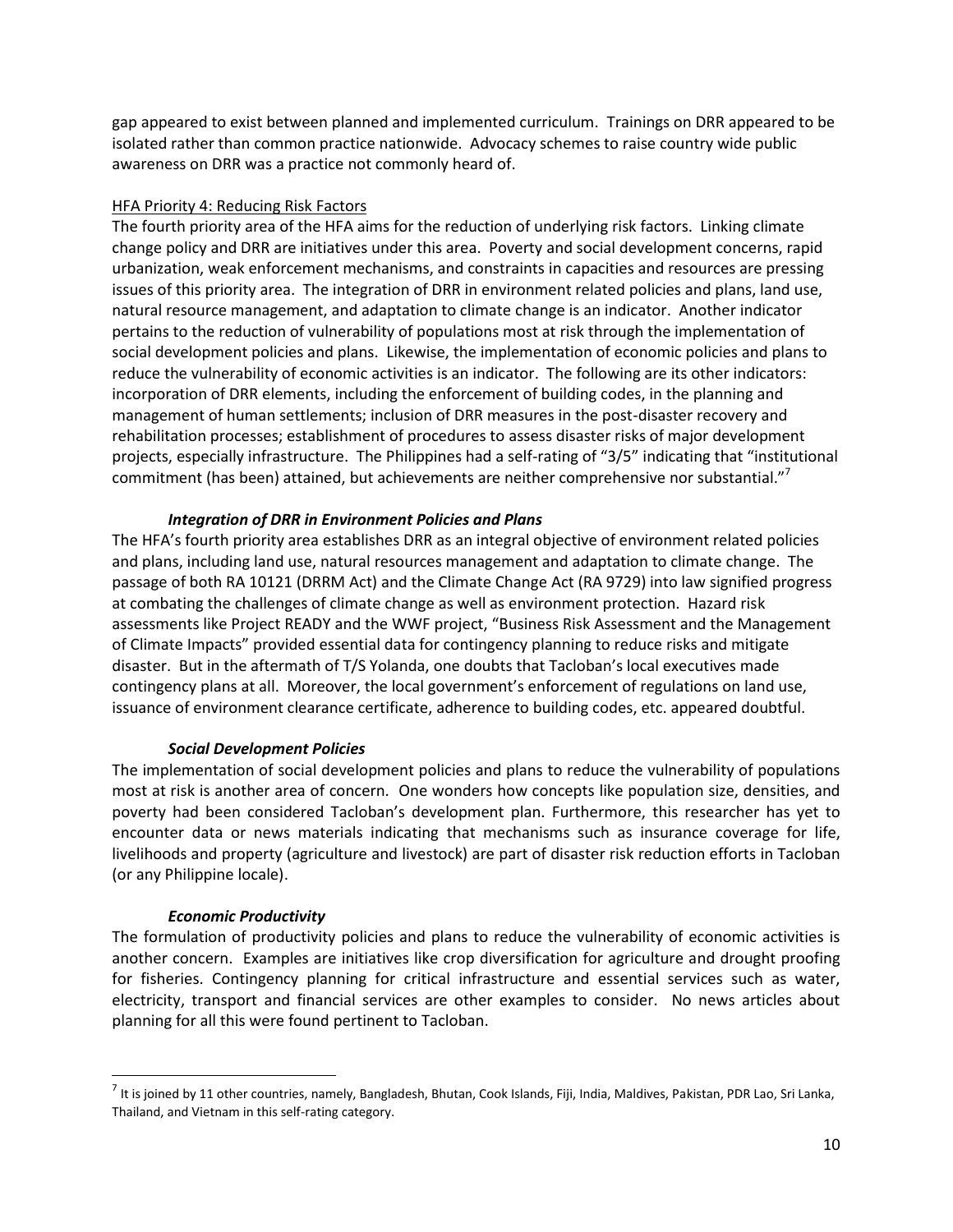gap appeared to exist between planned and implemented curriculum. Trainings on DRR appeared to be isolated rather than common practice nationwide. Advocacy schemes to raise country wide public awareness on DRR was a practice not commonly heard of.

<u>HFA Priority 4: Reducing Risk Factors</u>

The fourth priority area of the HFA aims for the reduction of underlying risk factors. Linking climate change policy and DRR are initiatives under this area. Poverty and social development concerns, rapid urbanization, weak enforcement mechanisms, and constraints in capacities and resources are pressing issues of this priority area. The integration of DRR in environment related policies and plans, land use, natural resource management, and adaptation to climate change is an indicator. Another indicator pertains to the reduction of vulnerability of populations most at risk through the implementation of social development policies and plans. Likewise, the implementation of economic policies and plans to reduce the vulnerability of economic activities is an indicator. The following are its other indicators: incorporation of DRR elements, including the enforcement of building codes, in the planning and management of human settlements; inclusion of DRR measures in the post-disaster recovery and rehabilitation processes; establishment of procedures to assess disaster risks of major development projects, especially infrastructure. The Philippines had a self-rating of "3/5" indicating that "institutional commitment (has been) attained, but achievements are neither comprehensive nor substantial."[7]

***Integration of DRR in Environment Policies and Plans***

The HFA's fourth priority area establishes DRR as an integral objective of environment related policies and plans, including land use, natural resources management and adaptation to climate change. The passage of both RA 10121 (DRRM Act) and the Climate Change Act (RA 9729) into law signified progress at combating the challenges of climate change as well as environment protection. Hazard risk assessments like Project READY and the WWF project, "Business Risk Assessment and the Management of Climate Impacts" provided essential data for contingency planning to reduce risks and mitigate disaster. But in the aftermath of T/S Yolanda, one doubts that Tacloban's local executives made contingency plans at all. Moreover, the local government's enforcement of regulations on land use, issuance of environment clearance certificate, adherence to building codes, etc. appeared doubtful.

***Social Development Policies***

The implementation of social development policies and plans to reduce the vulnerability of populations most at risk is another area of concern. One wonders how concepts like population size, densities, and poverty had been considered Tacloban's development plan. Furthermore, this researcher has yet to encounter data or news materials indicating that mechanisms such as insurance coverage for life, livelihoods and property (agriculture and livestock) are part of disaster risk reduction efforts in Tacloban (or any Philippine locale).

***Economic Productivity***

The formulation of productivity policies and plans to reduce the vulnerability of economic activities is another concern. Examples are initiatives like crop diversification for agriculture and drought proofing for fisheries. Contingency planning for critical infrastructure and essential services such as water, electricity, transport and financial services are other examples to consider. No news articles about planning for all this were found pertinent to Tacloban.

[7] It is joined by 11 other countries, namely, Bangladesh, Bhutan, Cook Islands, Fiji, India, Maldives, Pakistan, PDR Lao, Sri Lanka, Thailand, and Vietnam in this self-rating category.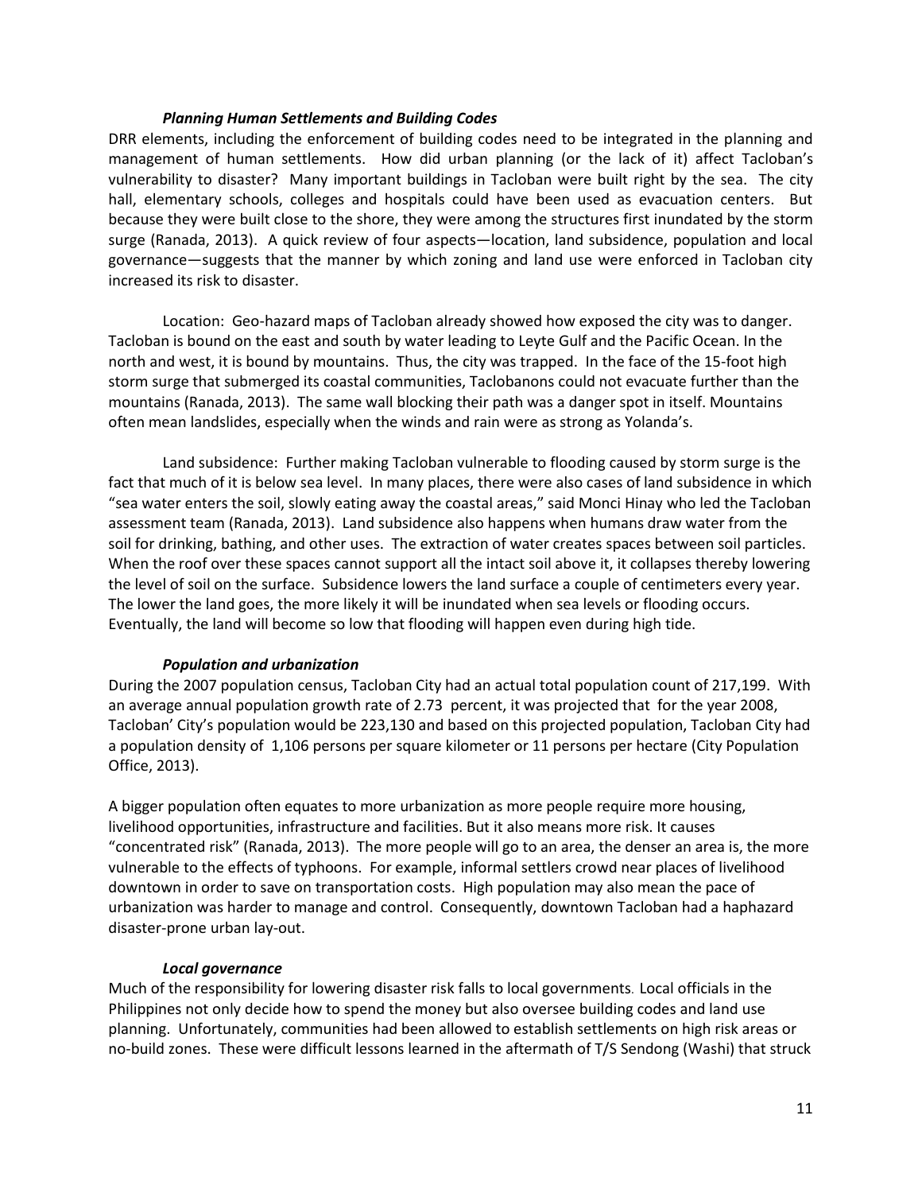### *Planning Human Settlements and Building Codes*

DRR elements, including the enforcement of building codes need to be integrated in the planning and management of human settlements. How did urban planning (or the lack of it) affect Tacloban's vulnerability to disaster? Many important buildings in Tacloban were built right by the sea. The city hall, elementary schools, colleges and hospitals could have been used as evacuation centers. But because they were built close to the shore, they were among the structures first inundated by the storm surge (Ranada, 2013). A quick review of four aspects—location, land subsidence, population and local governance—suggests that the manner by which zoning and land use were enforced in Tacloban city increased its risk to disaster.

Location: Geo-hazard maps of Tacloban already showed how exposed the city was to danger. Tacloban is bound on the east and south by water leading to Leyte Gulf and the Pacific Ocean. In the north and west, it is bound by mountains. Thus, the city was trapped. In the face of the 15-foot high storm surge that submerged its coastal communities, Taclobanons could not evacuate further than the mountains (Ranada, 2013). The same wall blocking their path was a danger spot in itself. Mountains often mean landslides, especially when the winds and rain were as strong as Yolanda's.

Land subsidence: Further making Tacloban vulnerable to flooding caused by storm surge is the fact that much of it is below sea level. In many places, there were also cases of land subsidence in which "sea water enters the soil, slowly eating away the coastal areas," said Monci Hinay who led the Tacloban assessment team (Ranada, 2013). Land subsidence also happens when humans draw water from the soil for drinking, bathing, and other uses. The extraction of water creates spaces between soil particles. When the roof over these spaces cannot support all the intact soil above it, it collapses thereby lowering the level of soil on the surface. Subsidence lowers the land surface a couple of centimeters every year. The lower the land goes, the more likely it will be inundated when sea levels or flooding occurs. Eventually, the land will become so low that flooding will happen even during high tide.

### *Population and urbanization*

During the 2007 population census, Tacloban City had an actual total population count of 217,199. With an average annual population growth rate of 2.73 percent, it was projected that for the year 2008, Tacloban' City's population would be 223,130 and based on this projected population, Tacloban City had a population density of 1,106 persons per square kilometer or 11 persons per hectare (City Population Office, 2013).

A bigger population often equates to more urbanization as more people require more housing, livelihood opportunities, infrastructure and facilities. But it also means more risk. It causes "concentrated risk" (Ranada, 2013). The more people will go to an area, the denser an area is, the more vulnerable to the effects of typhoons. For example, informal settlers crowd near places of livelihood downtown in order to save on transportation costs. High population may also mean the pace of urbanization was harder to manage and control. Consequently, downtown Tacloban had a haphazard disaster-prone urban lay-out.

### *Local governance*

Much of the responsibility for lowering disaster risk falls to local governments. Local officials in the Philippines not only decide how to spend the money but also oversee building codes and land use planning. Unfortunately, communities had been allowed to establish settlements on high risk areas or no-build zones. These were difficult lessons learned in the aftermath of T/S Sendong (Washi) that struck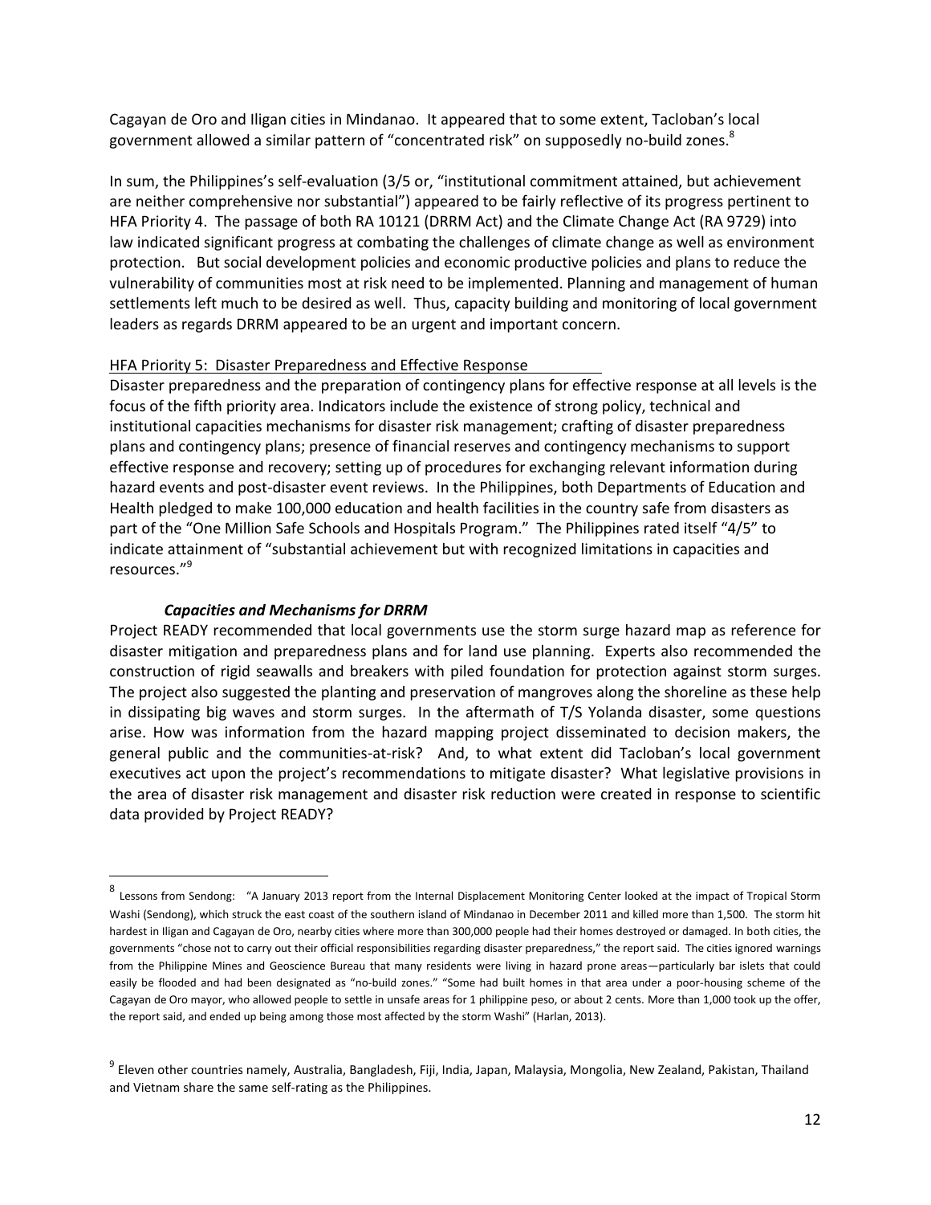Cagayan de Oro and Iligan cities in Mindanao. It appeared that to some extent, Tacloban's local government allowed a similar pattern of "concentrated risk" on supposedly no-build zones.[8]

In sum, the Philippines's self-evaluation (3/5 or, "institutional commitment attained, but achievement are neither comprehensive nor substantial") appeared to be fairly reflective of its progress pertinent to HFA Priority 4. The passage of both RA 10121 (DRRM Act) and the Climate Change Act (RA 9729) into law indicated significant progress at combating the challenges of climate change as well as environment protection. But social development policies and economic productive policies and plans to reduce the vulnerability of communities most at risk need to be implemented. Planning and management of human settlements left much to be desired as well. Thus, capacity building and monitoring of local government leaders as regards DRRM appeared to be an urgent and important concern.

HFA Priority 5: Disaster Preparedness and Effective Response

Disaster preparedness and the preparation of contingency plans for effective response at all levels is the focus of the fifth priority area. Indicators include the existence of strong policy, technical and institutional capacities mechanisms for disaster risk management; crafting of disaster preparedness plans and contingency plans; presence of financial reserves and contingency mechanisms to support effective response and recovery; setting up of procedures for exchanging relevant information during hazard events and post-disaster event reviews. In the Philippines, both Departments of Education and Health pledged to make 100,000 education and health facilities in the country safe from disasters as part of the "One Million Safe Schools and Hospitals Program." The Philippines rated itself "4/5" to indicate attainment of "substantial achievement but with recognized limitations in capacities and resources."[9]

***Capacities and Mechanisms for DRRM***

Project READY recommended that local governments use the storm surge hazard map as reference for disaster mitigation and preparedness plans and for land use planning. Experts also recommended the construction of rigid seawalls and breakers with piled foundation for protection against storm surges. The project also suggested the planting and preservation of mangroves along the shoreline as these help in dissipating big waves and storm surges. In the aftermath of T/S Yolanda disaster, some questions arise. How was information from the hazard mapping project disseminated to decision makers, the general public and the communities-at-risk? And, to what extent did Tacloban's local government executives act upon the project's recommendations to mitigate disaster? What legislative provisions in the area of disaster risk management and disaster risk reduction were created in response to scientific data provided by Project READY?

---

[8] Lessons from Sendong: "A January 2013 report from the Internal Displacement Monitoring Center looked at the impact of Tropical Storm Washi (Sendong), which struck the east coast of the southern island of Mindanao in December 2011 and killed more than 1,500. The storm hit hardest in Iligan and Cagayan de Oro, nearby cities where more than 300,000 people had their homes destroyed or damaged. In both cities, the governments "chose not to carry out their official responsibilities regarding disaster preparedness," the report said. The cities ignored warnings from the Philippine Mines and Geoscience Bureau that many residents were living in hazard prone areas—particularly bar islets that could easily be flooded and had been designated as "no-build zones." "Some had built homes in that area under a poor-housing scheme of the Cagayan de Oro mayor, who allowed people to settle in unsafe areas for 1 philippine peso, or about 2 cents. More than 1,000 took up the offer, the report said, and ended up being among those most affected by the storm Washi" (Harlan, 2013).

[9] Eleven other countries namely, Australia, Bangladesh, Fiji, India, Japan, Malaysia, Mongolia, New Zealand, Pakistan, Thailand and Vietnam share the same self-rating as the Philippines.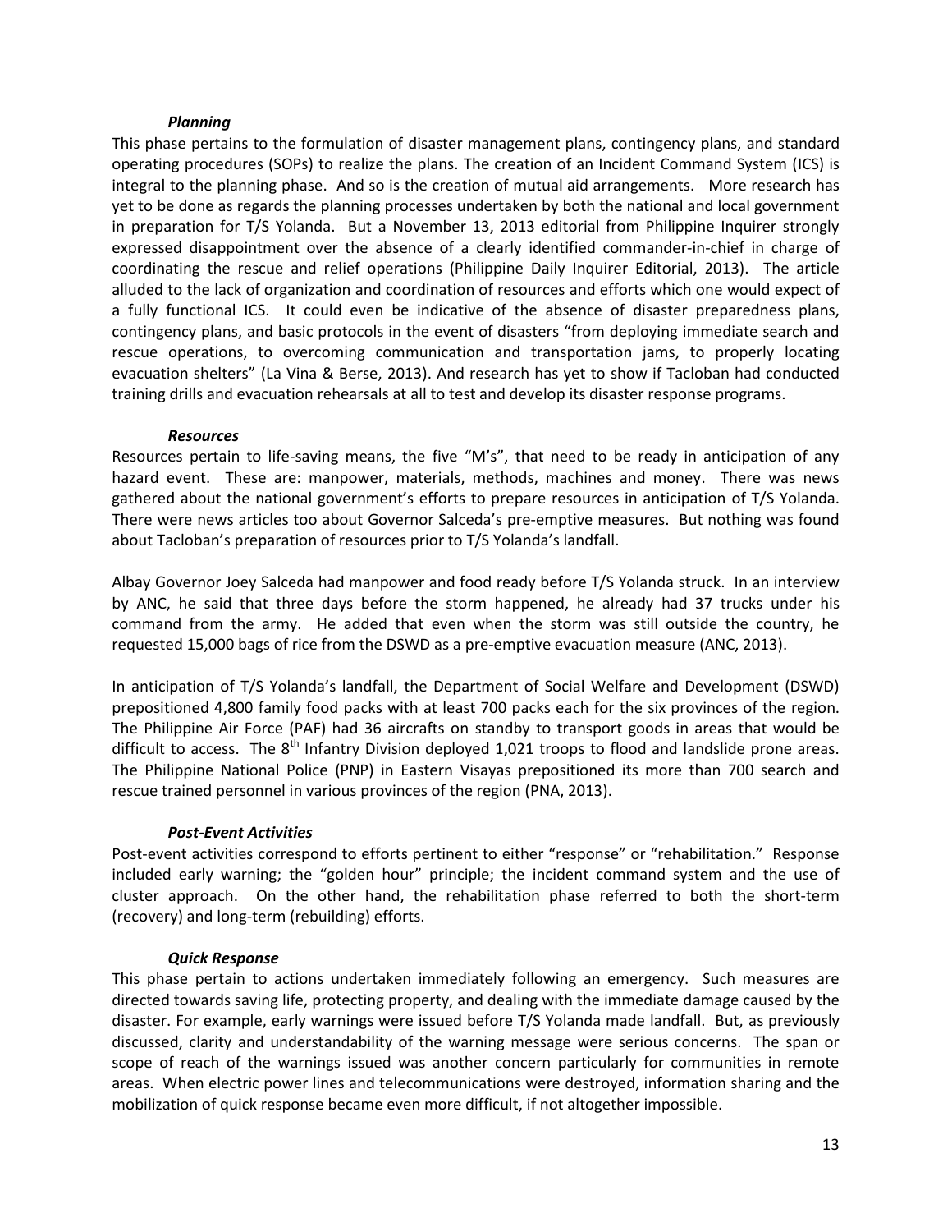### *Planning*

This phase pertains to the formulation of disaster management plans, contingency plans, and standard operating procedures (SOPs) to realize the plans. The creation of an Incident Command System (ICS) is integral to the planning phase. And so is the creation of mutual aid arrangements. More research has yet to be done as regards the planning processes undertaken by both the national and local government in preparation for T/S Yolanda. But a November 13, 2013 editorial from Philippine Inquirer strongly expressed disappointment over the absence of a clearly identified commander-in-chief in charge of coordinating the rescue and relief operations (Philippine Daily Inquirer Editorial, 2013). The article alluded to the lack of organization and coordination of resources and efforts which one would expect of a fully functional ICS. It could even be indicative of the absence of disaster preparedness plans, contingency plans, and basic protocols in the event of disasters "from deploying immediate search and rescue operations, to overcoming communication and transportation jams, to properly locating evacuation shelters" (La Vina & Berse, 2013). And research has yet to show if Tacloban had conducted training drills and evacuation rehearsals at all to test and develop its disaster response programs.

### *Resources*

Resources pertain to life-saving means, the five "M's", that need to be ready in anticipation of any hazard event. These are: manpower, materials, methods, machines and money. There was news gathered about the national government's efforts to prepare resources in anticipation of T/S Yolanda. There were news articles too about Governor Salceda's pre-emptive measures. But nothing was found about Tacloban's preparation of resources prior to T/S Yolanda's landfall.

Albay Governor Joey Salceda had manpower and food ready before T/S Yolanda struck. In an interview by ANC, he said that three days before the storm happened, he already had 37 trucks under his command from the army. He added that even when the storm was still outside the country, he requested 15,000 bags of rice from the DSWD as a pre-emptive evacuation measure (ANC, 2013).

In anticipation of T/S Yolanda's landfall, the Department of Social Welfare and Development (DSWD) prepositioned 4,800 family food packs with at least 700 packs each for the six provinces of the region. The Philippine Air Force (PAF) had 36 aircrafts on standby to transport goods in areas that would be difficult to access. The 8th Infantry Division deployed 1,021 troops to flood and landslide prone areas. The Philippine National Police (PNP) in Eastern Visayas prepositioned its more than 700 search and rescue trained personnel in various provinces of the region (PNA, 2013).

### *Post-Event Activities*

Post-event activities correspond to efforts pertinent to either "response" or "rehabilitation." Response included early warning; the "golden hour" principle; the incident command system and the use of cluster approach. On the other hand, the rehabilitation phase referred to both the short-term (recovery) and long-term (rebuilding) efforts.

### *Quick Response*

This phase pertain to actions undertaken immediately following an emergency. Such measures are directed towards saving life, protecting property, and dealing with the immediate damage caused by the disaster. For example, early warnings were issued before T/S Yolanda made landfall. But, as previously discussed, clarity and understandability of the warning message were serious concerns. The span or scope of reach of the warnings issued was another concern particularly for communities in remote areas. When electric power lines and telecommunications were destroyed, information sharing and the mobilization of quick response became even more difficult, if not altogether impossible.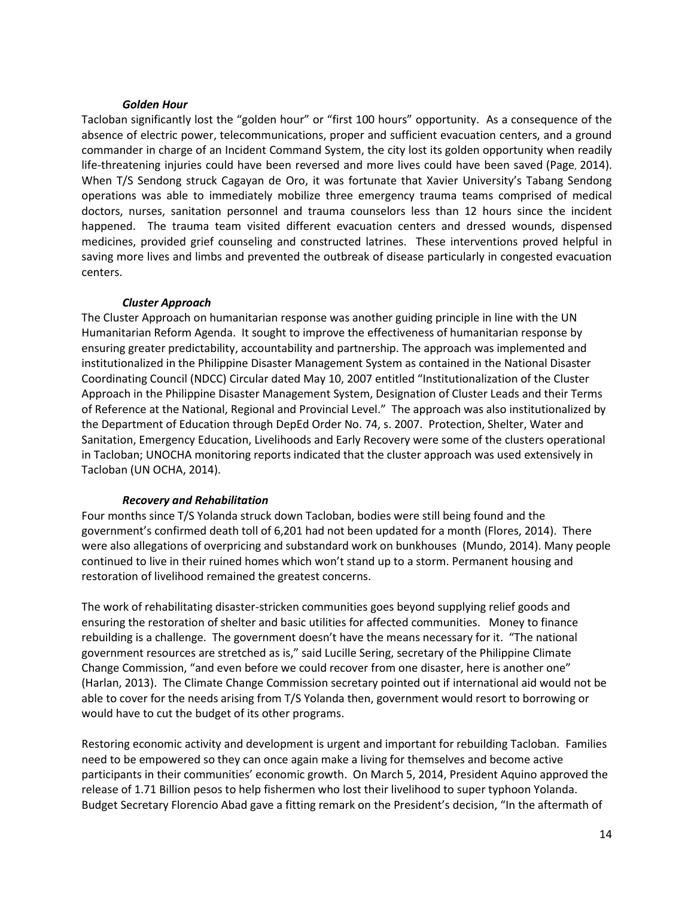### *Golden Hour*

Tacloban significantly lost the "golden hour" or "first 100 hours" opportunity. As a consequence of the absence of electric power, telecommunications, proper and sufficient evacuation centers, and a ground commander in charge of an Incident Command System, the city lost its golden opportunity when readily life-threatening injuries could have been reversed and more lives could have been saved (Page, 2014). When T/S Sendong struck Cagayan de Oro, it was fortunate that Xavier University's Tabang Sendong operations was able to immediately mobilize three emergency trauma teams comprised of medical doctors, nurses, sanitation personnel and trauma counselors less than 12 hours since the incident happened. The trauma team visited different evacuation centers and dressed wounds, dispensed medicines, provided grief counseling and constructed latrines. These interventions proved helpful in saving more lives and limbs and prevented the outbreak of disease particularly in congested evacuation centers.

### *Cluster Approach*

The Cluster Approach on humanitarian response was another guiding principle in line with the UN Humanitarian Reform Agenda. It sought to improve the effectiveness of humanitarian response by ensuring greater predictability, accountability and partnership. The approach was implemented and institutionalized in the Philippine Disaster Management System as contained in the National Disaster Coordinating Council (NDCC) Circular dated May 10, 2007 entitled "Institutionalization of the Cluster Approach in the Philippine Disaster Management System, Designation of Cluster Leads and their Terms of Reference at the National, Regional and Provincial Level." The approach was also institutionalized by the Department of Education through DepEd Order No. 74, s. 2007. Protection, Shelter, Water and Sanitation, Emergency Education, Livelihoods and Early Recovery were some of the clusters operational in Tacloban; UNOCHA monitoring reports indicated that the cluster approach was used extensively in Tacloban (UN OCHA, 2014).

### *Recovery and Rehabilitation*

Four months since T/S Yolanda struck down Tacloban, bodies were still being found and the government's confirmed death toll of 6,201 had not been updated for a month (Flores, 2014). There were also allegations of overpricing and substandard work on bunkhouses (Mundo, 2014). Many people continued to live in their ruined homes which won't stand up to a storm. Permanent housing and restoration of livelihood remained the greatest concerns.

The work of rehabilitating disaster-stricken communities goes beyond supplying relief goods and ensuring the restoration of shelter and basic utilities for affected communities. Money to finance rebuilding is a challenge. The government doesn't have the means necessary for it. "The national government resources are stretched as is," said Lucille Sering, secretary of the Philippine Climate Change Commission, "and even before we could recover from one disaster, here is another one" (Harlan, 2013). The Climate Change Commission secretary pointed out if international aid would not be able to cover for the needs arising from T/S Yolanda then, government would resort to borrowing or would have to cut the budget of its other programs.

Restoring economic activity and development is urgent and important for rebuilding Tacloban. Families need to be empowered so they can once again make a living for themselves and become active participants in their communities' economic growth. On March 5, 2014, President Aquino approved the release of 1.71 Billion pesos to help fishermen who lost their livelihood to super typhoon Yolanda. Budget Secretary Florencio Abad gave a fitting remark on the President's decision, "In the aftermath of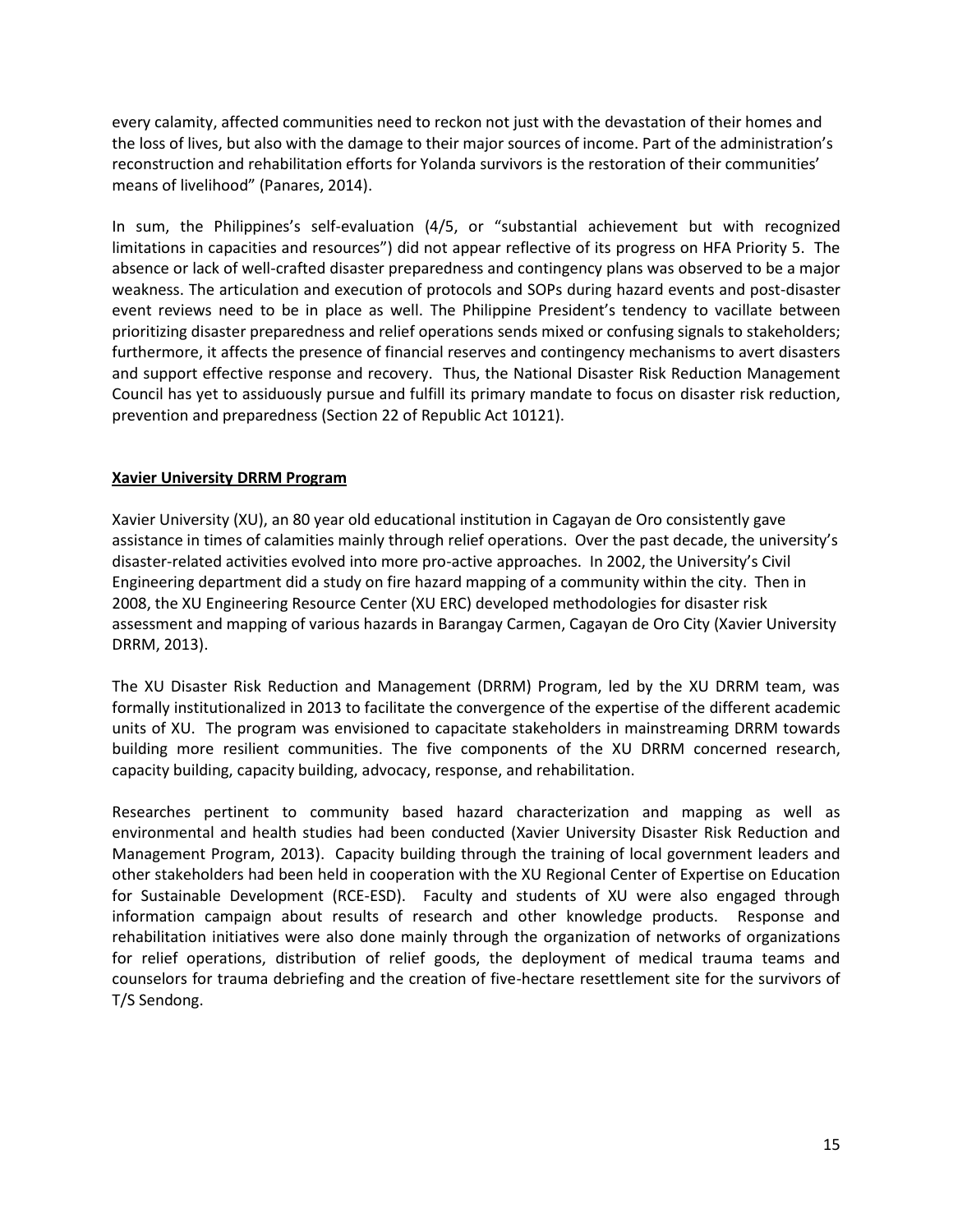every calamity, affected communities need to reckon not just with the devastation of their homes and the loss of lives, but also with the damage to their major sources of income. Part of the administration's reconstruction and rehabilitation efforts for Yolanda survivors is the restoration of their communities' means of livelihood" (Panares, 2014).

In sum, the Philippines's self-evaluation (4/5, or "substantial achievement but with recognized limitations in capacities and resources") did not appear reflective of its progress on HFA Priority 5. The absence or lack of well-crafted disaster preparedness and contingency plans was observed to be a major weakness. The articulation and execution of protocols and SOPs during hazard events and post-disaster event reviews need to be in place as well. The Philippine President's tendency to vacillate between prioritizing disaster preparedness and relief operations sends mixed or confusing signals to stakeholders; furthermore, it affects the presence of financial reserves and contingency mechanisms to avert disasters and support effective response and recovery. Thus, the National Disaster Risk Reduction Management Council has yet to assiduously pursue and fulfill its primary mandate to focus on disaster risk reduction, prevention and preparedness (Section 22 of Republic Act 10121).

**Xavier University DRRM Program**

Xavier University (XU), an 80 year old educational institution in Cagayan de Oro consistently gave assistance in times of calamities mainly through relief operations. Over the past decade, the university's disaster-related activities evolved into more pro-active approaches. In 2002, the University's Civil Engineering department did a study on fire hazard mapping of a community within the city. Then in 2008, the XU Engineering Resource Center (XU ERC) developed methodologies for disaster risk assessment and mapping of various hazards in Barangay Carmen, Cagayan de Oro City (Xavier University DRRM, 2013).

The XU Disaster Risk Reduction and Management (DRRM) Program, led by the XU DRRM team, was formally institutionalized in 2013 to facilitate the convergence of the expertise of the different academic units of XU. The program was envisioned to capacitate stakeholders in mainstreaming DRRM towards building more resilient communities. The five components of the XU DRRM concerned research, capacity building, capacity building, advocacy, response, and rehabilitation.

Researches pertinent to community based hazard characterization and mapping as well as environmental and health studies had been conducted (Xavier University Disaster Risk Reduction and Management Program, 2013). Capacity building through the training of local government leaders and other stakeholders had been held in cooperation with the XU Regional Center of Expertise on Education for Sustainable Development (RCE-ESD). Faculty and students of XU were also engaged through information campaign about results of research and other knowledge products. Response and rehabilitation initiatives were also done mainly through the organization of networks of organizations for relief operations, distribution of relief goods, the deployment of medical trauma teams and counselors for trauma debriefing and the creation of five-hectare resettlement site for the survivors of T/S Sendong.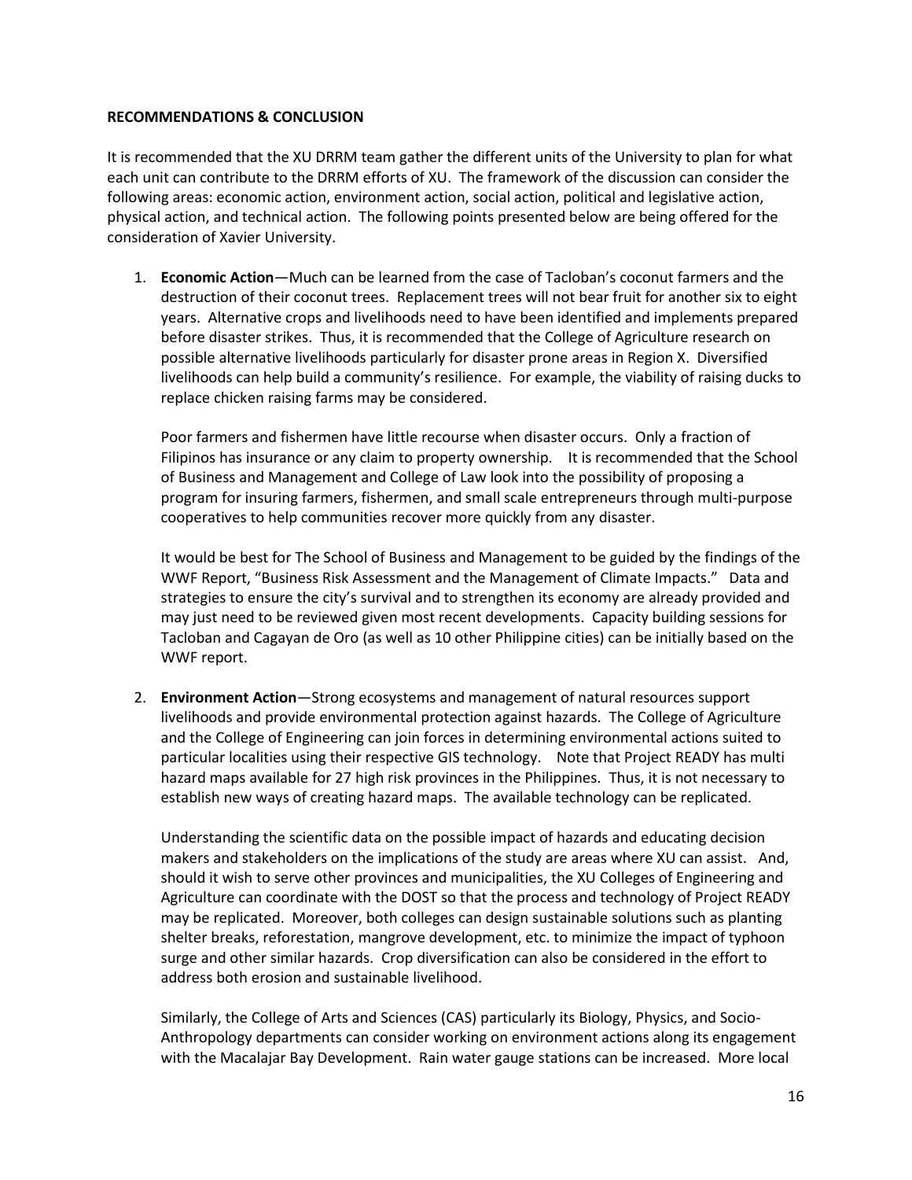**RECOMMENDATIONS & CONCLUSION**

It is recommended that the XU DRRM team gather the different units of the University to plan for what each unit can contribute to the DRRM efforts of XU. The framework of the discussion can consider the following areas: economic action, environment action, social action, political and legislative action, physical action, and technical action. The following points presented below are being offered for the consideration of Xavier University.

1. **Economic Action**—Much can be learned from the case of Tacloban's coconut farmers and the destruction of their coconut trees. Replacement trees will not bear fruit for another six to eight years. Alternative crops and livelihoods need to have been identified and implements prepared before disaster strikes. Thus, it is recommended that the College of Agriculture research on possible alternative livelihoods particularly for disaster prone areas in Region X. Diversified livelihoods can help build a community's resilience. For example, the viability of raising ducks to replace chicken raising farms may be considered.

   Poor farmers and fishermen have little recourse when disaster occurs. Only a fraction of Filipinos has insurance or any claim to property ownership. It is recommended that the School of Business and Management and College of Law look into the possibility of proposing a program for insuring farmers, fishermen, and small scale entrepreneurs through multi-purpose cooperatives to help communities recover more quickly from any disaster.

   It would be best for The School of Business and Management to be guided by the findings of the WWF Report, "Business Risk Assessment and the Management of Climate Impacts." Data and strategies to ensure the city's survival and to strengthen its economy are already provided and may just need to be reviewed given most recent developments. Capacity building sessions for Tacloban and Cagayan de Oro (as well as 10 other Philippine cities) can be initially based on the WWF report.

2. **Environment Action**—Strong ecosystems and management of natural resources support livelihoods and provide environmental protection against hazards. The College of Agriculture and the College of Engineering can join forces in determining environmental actions suited to particular localities using their respective GIS technology. Note that Project READY has multi hazard maps available for 27 high risk provinces in the Philippines. Thus, it is not necessary to establish new ways of creating hazard maps. The available technology can be replicated.

   Understanding the scientific data on the possible impact of hazards and educating decision makers and stakeholders on the implications of the study are areas where XU can assist. And, should it wish to serve other provinces and municipalities, the XU Colleges of Engineering and Agriculture can coordinate with the DOST so that the process and technology of Project READY may be replicated. Moreover, both colleges can design sustainable solutions such as planting shelter breaks, reforestation, mangrove development, etc. to minimize the impact of typhoon surge and other similar hazards. Crop diversification can also be considered in the effort to address both erosion and sustainable livelihood.

   Similarly, the College of Arts and Sciences (CAS) particularly its Biology, Physics, and Socio-Anthropology departments can consider working on environment actions along its engagement with the Macalajar Bay Development. Rain water gauge stations can be increased. More local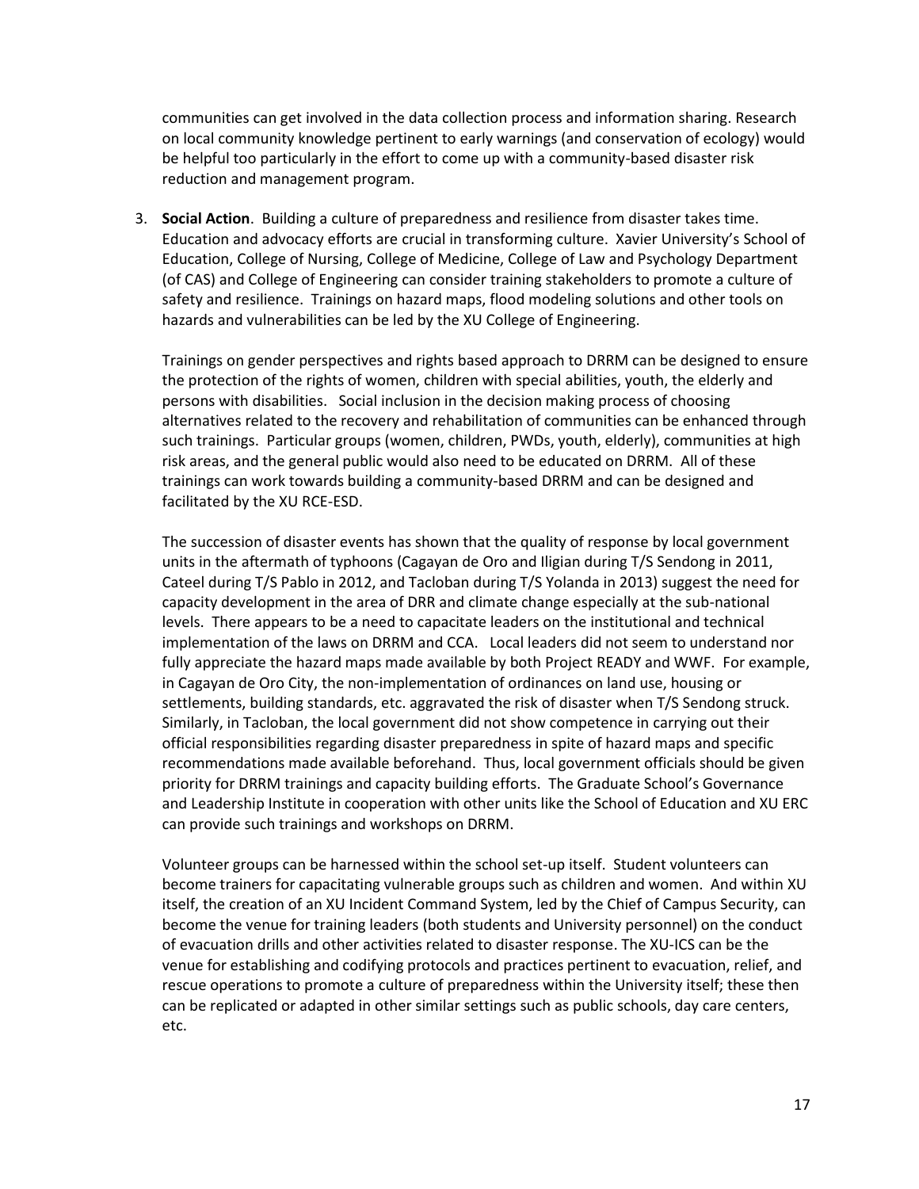communities can get involved in the data collection process and information sharing. Research on local community knowledge pertinent to early warnings (and conservation of ecology) would be helpful too particularly in the effort to come up with a community-based disaster risk reduction and management program.

3. **Social Action**. Building a culture of preparedness and resilience from disaster takes time. Education and advocacy efforts are crucial in transforming culture. Xavier University's School of Education, College of Nursing, College of Medicine, College of Law and Psychology Department (of CAS) and College of Engineering can consider training stakeholders to promote a culture of safety and resilience. Trainings on hazard maps, flood modeling solutions and other tools on hazards and vulnerabilities can be led by the XU College of Engineering.

   Trainings on gender perspectives and rights based approach to DRRM can be designed to ensure the protection of the rights of women, children with special abilities, youth, the elderly and persons with disabilities. Social inclusion in the decision making process of choosing alternatives related to the recovery and rehabilitation of communities can be enhanced through such trainings. Particular groups (women, children, PWDs, youth, elderly), communities at high risk areas, and the general public would also need to be educated on DRRM. All of these trainings can work towards building a community-based DRRM and can be designed and facilitated by the XU RCE-ESD.

   The succession of disaster events has shown that the quality of response by local government units in the aftermath of typhoons (Cagayan de Oro and Iligian during T/S Sendong in 2011, Cateel during T/S Pablo in 2012, and Tacloban during T/S Yolanda in 2013) suggest the need for capacity development in the area of DRR and climate change especially at the sub-national levels. There appears to be a need to capacitate leaders on the institutional and technical implementation of the laws on DRRM and CCA. Local leaders did not seem to understand nor fully appreciate the hazard maps made available by both Project READY and WWF. For example, in Cagayan de Oro City, the non-implementation of ordinances on land use, housing or settlements, building standards, etc. aggravated the risk of disaster when T/S Sendong struck. Similarly, in Tacloban, the local government did not show competence in carrying out their official responsibilities regarding disaster preparedness in spite of hazard maps and specific recommendations made available beforehand. Thus, local government officials should be given priority for DRRM trainings and capacity building efforts. The Graduate School's Governance and Leadership Institute in cooperation with other units like the School of Education and XU ERC can provide such trainings and workshops on DRRM.

   Volunteer groups can be harnessed within the school set-up itself. Student volunteers can become trainers for capacitating vulnerable groups such as children and women. And within XU itself, the creation of an XU Incident Command System, led by the Chief of Campus Security, can become the venue for training leaders (both students and University personnel) on the conduct of evacuation drills and other activities related to disaster response. The XU-ICS can be the venue for establishing and codifying protocols and practices pertinent to evacuation, relief, and rescue operations to promote a culture of preparedness within the University itself; these then can be replicated or adapted in other similar settings such as public schools, day care centers, etc.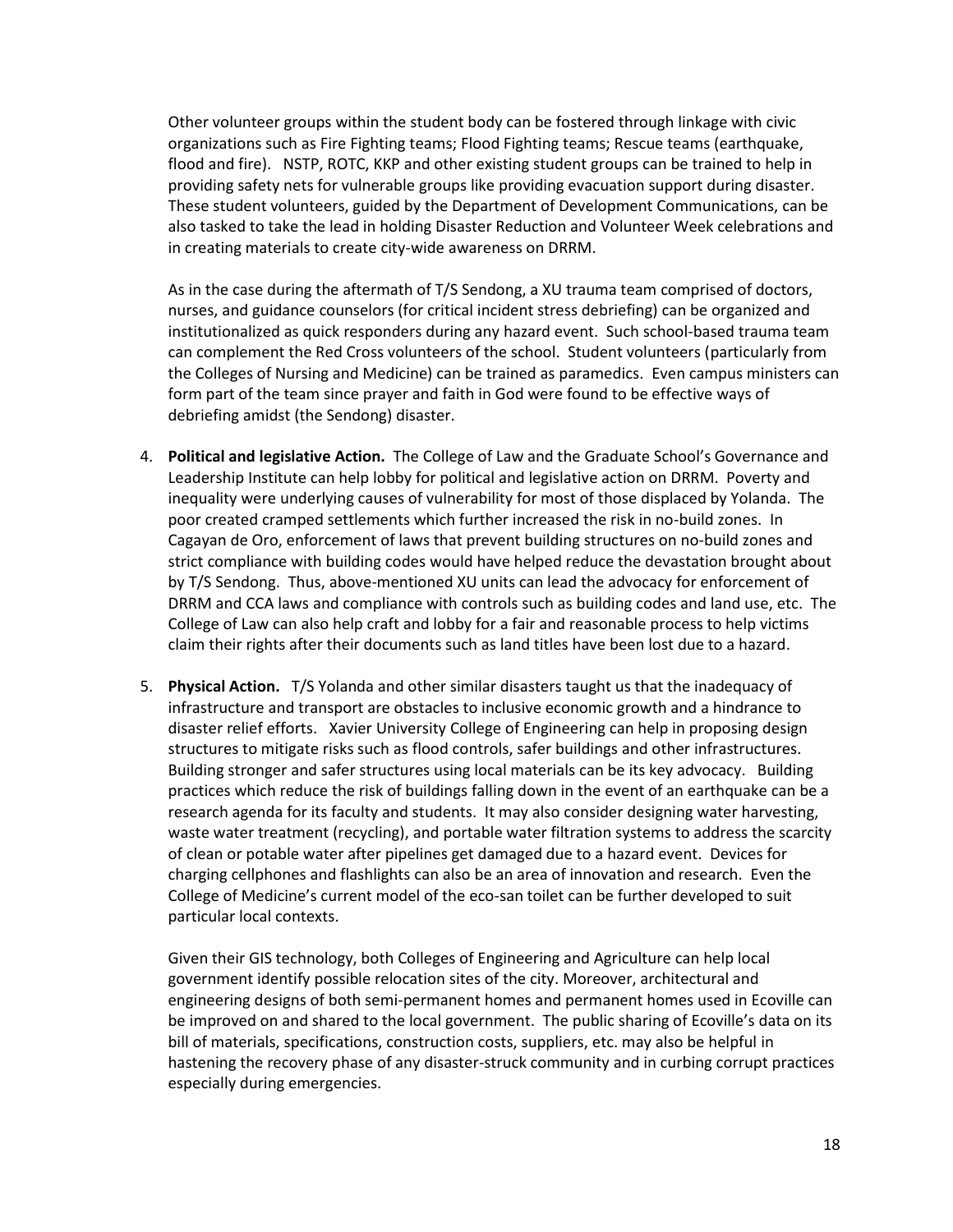Other volunteer groups within the student body can be fostered through linkage with civic organizations such as Fire Fighting teams; Flood Fighting teams; Rescue teams (earthquake, flood and fire). NSTP, ROTC, KKP and other existing student groups can be trained to help in providing safety nets for vulnerable groups like providing evacuation support during disaster. These student volunteers, guided by the Department of Development Communications, can be also tasked to take the lead in holding Disaster Reduction and Volunteer Week celebrations and in creating materials to create city-wide awareness on DRRM.

As in the case during the aftermath of T/S Sendong, a XU trauma team comprised of doctors, nurses, and guidance counselors (for critical incident stress debriefing) can be organized and institutionalized as quick responders during any hazard event. Such school-based trauma team can complement the Red Cross volunteers of the school. Student volunteers (particularly from the Colleges of Nursing and Medicine) can be trained as paramedics. Even campus ministers can form part of the team since prayer and faith in God were found to be effective ways of debriefing amidst (the Sendong) disaster.

4. **Political and legislative Action.** The College of Law and the Graduate School's Governance and Leadership Institute can help lobby for political and legislative action on DRRM. Poverty and inequality were underlying causes of vulnerability for most of those displaced by Yolanda. The poor created cramped settlements which further increased the risk in no-build zones. In Cagayan de Oro, enforcement of laws that prevent building structures on no-build zones and strict compliance with building codes would have helped reduce the devastation brought about by T/S Sendong. Thus, above-mentioned XU units can lead the advocacy for enforcement of DRRM and CCA laws and compliance with controls such as building codes and land use, etc. The College of Law can also help craft and lobby for a fair and reasonable process to help victims claim their rights after their documents such as land titles have been lost due to a hazard.

5. **Physical Action.** T/S Yolanda and other similar disasters taught us that the inadequacy of infrastructure and transport are obstacles to inclusive economic growth and a hindrance to disaster relief efforts. Xavier University College of Engineering can help in proposing design structures to mitigate risks such as flood controls, safer buildings and other infrastructures. Building stronger and safer structures using local materials can be its key advocacy. Building practices which reduce the risk of buildings falling down in the event of an earthquake can be a research agenda for its faculty and students. It may also consider designing water harvesting, waste water treatment (recycling), and portable water filtration systems to address the scarcity of clean or potable water after pipelines get damaged due to a hazard event. Devices for charging cellphones and flashlights can also be an area of innovation and research. Even the College of Medicine's current model of the eco-san toilet can be further developed to suit particular local contexts.

   Given their GIS technology, both Colleges of Engineering and Agriculture can help local government identify possible relocation sites of the city. Moreover, architectural and engineering designs of both semi-permanent homes and permanent homes used in Ecoville can be improved on and shared to the local government. The public sharing of Ecoville's data on its bill of materials, specifications, construction costs, suppliers, etc. may also be helpful in hastening the recovery phase of any disaster-struck community and in curbing corrupt practices especially during emergencies.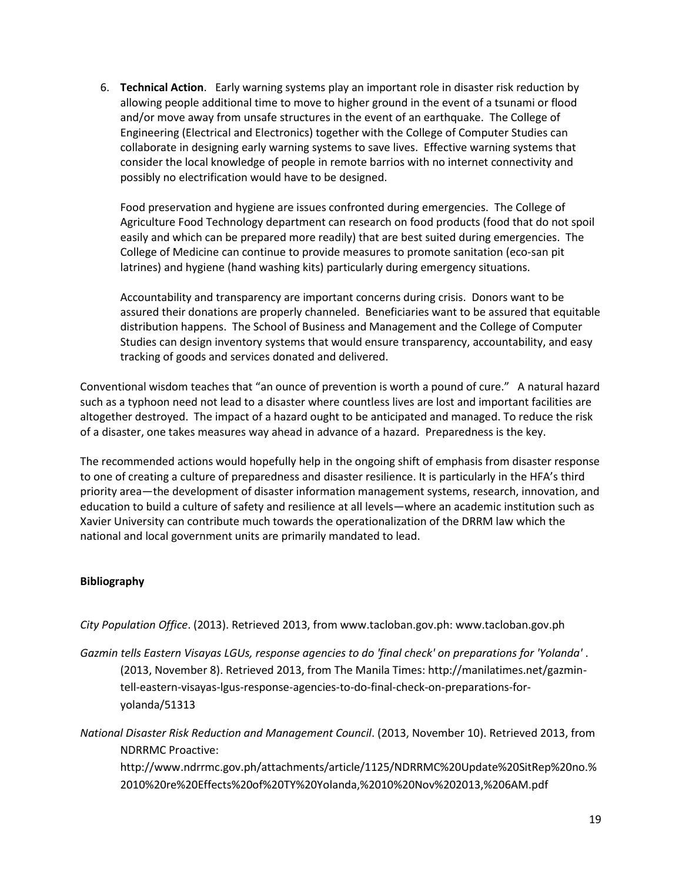6. **Technical Action**. Early warning systems play an important role in disaster risk reduction by allowing people additional time to move to higher ground in the event of a tsunami or flood and/or move away from unsafe structures in the event of an earthquake. The College of Engineering (Electrical and Electronics) together with the College of Computer Studies can collaborate in designing early warning systems to save lives. Effective warning systems that consider the local knowledge of people in remote barrios with no internet connectivity and possibly no electrification would have to be designed.

   Food preservation and hygiene are issues confronted during emergencies. The College of Agriculture Food Technology department can research on food products (food that do not spoil easily and which can be prepared more readily) that are best suited during emergencies. The College of Medicine can continue to provide measures to promote sanitation (eco-san pit latrines) and hygiene (hand washing kits) particularly during emergency situations.

   Accountability and transparency are important concerns during crisis. Donors want to be assured their donations are properly channeled. Beneficiaries want to be assured that equitable distribution happens. The School of Business and Management and the College of Computer Studies can design inventory systems that would ensure transparency, accountability, and easy tracking of goods and services donated and delivered.

Conventional wisdom teaches that "an ounce of prevention is worth a pound of cure." A natural hazard such as a typhoon need not lead to a disaster where countless lives are lost and important facilities are altogether destroyed. The impact of a hazard ought to be anticipated and managed. To reduce the risk of a disaster, one takes measures way ahead in advance of a hazard. Preparedness is the key.

The recommended actions would hopefully help in the ongoing shift of emphasis from disaster response to one of creating a culture of preparedness and disaster resilience. It is particularly in the HFA's third priority area—the development of disaster information management systems, research, innovation, and education to build a culture of safety and resilience at all levels—where an academic institution such as Xavier University can contribute much towards the operationalization of the DRRM law which the national and local government units are primarily mandated to lead.

**Bibliography**

*City Population Office*. (2013). Retrieved 2013, from www.tacloban.gov.ph: www.tacloban.gov.ph

*Gazmin tells Eastern Visayas LGUs, response agencies to do 'final check' on preparations for 'Yolanda'* . (2013, November 8). Retrieved 2013, from The Manila Times: http://manilatimes.net/gazmin-tell-eastern-visayas-lgus-response-agencies-to-do-final-check-on-preparations-for-yolanda/51313

*National Disaster Risk Reduction and Management Council*. (2013, November 10). Retrieved 2013, from NDRRMC Proactive: http://www.ndrrmc.gov.ph/attachments/article/1125/NDRRMC%20Update%20SitRep%20no.%2010%20re%20Effects%20of%20TY%20Yolanda,%2010%20Nov%202013,%206AM.pdf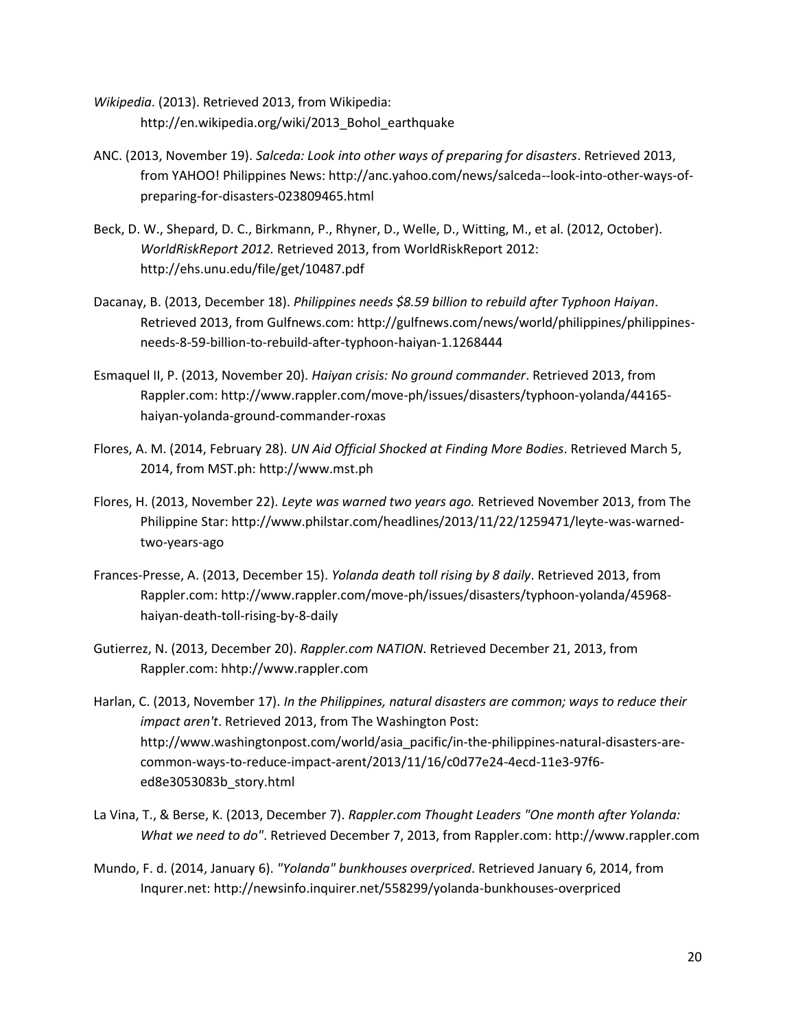*Wikipedia*. (2013). Retrieved 2013, from Wikipedia: http://en.wikipedia.org/wiki/2013_Bohol_earthquake

ANC. (2013, November 19). *Salceda: Look into other ways of preparing for disasters*. Retrieved 2013, from YAHOO! Philippines News: http://anc.yahoo.com/news/salceda--look-into-other-ways-of-preparing-for-disasters-023809465.html

Beck, D. W., Shepard, D. C., Birkmann, P., Rhyner, D., Welle, D., Witting, M., et al. (2012, October). *WorldRiskReport 2012.* Retrieved 2013, from WorldRiskReport 2012: http://ehs.unu.edu/file/get/10487.pdf

Dacanay, B. (2013, December 18). *Philippines needs $8.59 billion to rebuild after Typhoon Haiyan*. Retrieved 2013, from Gulfnews.com: http://gulfnews.com/news/world/philippines/philippines-needs-8-59-billion-to-rebuild-after-typhoon-haiyan-1.1268444

Esmaquel II, P. (2013, November 20). *Haiyan crisis: No ground commander*. Retrieved 2013, from Rappler.com: http://www.rappler.com/move-ph/issues/disasters/typhoon-yolanda/44165-haiyan-yolanda-ground-commander-roxas

Flores, A. M. (2014, February 28). *UN Aid Official Shocked at Finding More Bodies*. Retrieved March 5, 2014, from MST.ph: http://www.mst.ph

Flores, H. (2013, November 22). *Leyte was warned two years ago.* Retrieved November 2013, from The Philippine Star: http://www.philstar.com/headlines/2013/11/22/1259471/leyte-was-warned-two-years-ago

Frances-Presse, A. (2013, December 15). *Yolanda death toll rising by 8 daily*. Retrieved 2013, from Rappler.com: http://www.rappler.com/move-ph/issues/disasters/typhoon-yolanda/45968-haiyan-death-toll-rising-by-8-daily

Gutierrez, N. (2013, December 20). *Rappler.com NATION*. Retrieved December 21, 2013, from Rappler.com: hhttp://www.rappler.com

Harlan, C. (2013, November 17). *In the Philippines, natural disasters are common; ways to reduce their impact aren't*. Retrieved 2013, from The Washington Post: http://www.washingtonpost.com/world/asia_pacific/in-the-philippines-natural-disasters-are-common-ways-to-reduce-impact-arent/2013/11/16/c0d77e24-4ecd-11e3-97f6-ed8e3053083b_story.html

La Vina, T., & Berse, K. (2013, December 7). *Rappler.com Thought Leaders "One month after Yolanda: What we need to do"*. Retrieved December 7, 2013, from Rappler.com: http://www.rappler.com

Mundo, F. d. (2014, January 6). *"Yolanda" bunkhouses overpriced*. Retrieved January 6, 2014, from Inqurer.net: http://newsinfo.inquirer.net/558299/yolanda-bunkhouses-overpriced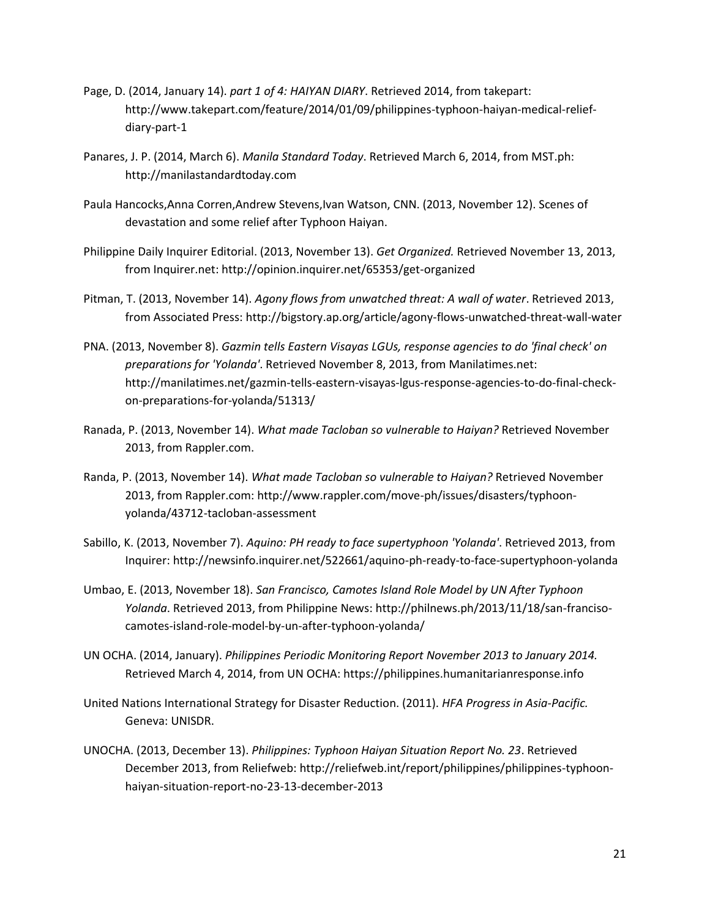Page, D. (2014, January 14). *part 1 of 4: HAIYAN DIARY*. Retrieved 2014, from takepart: http://www.takepart.com/feature/2014/01/09/philippines-typhoon-haiyan-medical-relief-diary-part-1

Panares, J. P. (2014, March 6). *Manila Standard Today*. Retrieved March 6, 2014, from MST.ph: http://manilastandardtoday.com

Paula Hancocks,Anna Corren,Andrew Stevens,Ivan Watson, CNN. (2013, November 12). Scenes of devastation and some relief after Typhoon Haiyan.

Philippine Daily Inquirer Editorial. (2013, November 13). *Get Organized.* Retrieved November 13, 2013, from Inquirer.net: http://opinion.inquirer.net/65353/get-organized

Pitman, T. (2013, November 14). *Agony flows from unwatched threat: A wall of water*. Retrieved 2013, from Associated Press: http://bigstory.ap.org/article/agony-flows-unwatched-threat-wall-water

PNA. (2013, November 8). *Gazmin tells Eastern Visayas LGUs, response agencies to do 'final check' on preparations for 'Yolanda'*. Retrieved November 8, 2013, from Manilatimes.net: http://manilatimes.net/gazmin-tells-eastern-visayas-lgus-response-agencies-to-do-final-check-on-preparations-for-yolanda/51313/

Ranada, P. (2013, November 14). *What made Tacloban so vulnerable to Haiyan?* Retrieved November 2013, from Rappler.com.

Randa, P. (2013, November 14). *What made Tacloban so vulnerable to Haiyan?* Retrieved November 2013, from Rappler.com: http://www.rappler.com/move-ph/issues/disasters/typhoon-yolanda/43712-tacloban-assessment

Sabillo, K. (2013, November 7). *Aquino: PH ready to face supertyphoon 'Yolanda'*. Retrieved 2013, from Inquirer: http://newsinfo.inquirer.net/522661/aquino-ph-ready-to-face-supertyphoon-yolanda

Umbao, E. (2013, November 18). *San Francisco, Camotes Island Role Model by UN After Typhoon Yolanda*. Retrieved 2013, from Philippine News: http://philnews.ph/2013/11/18/san-franciso-camotes-island-role-model-by-un-after-typhoon-yolanda/

UN OCHA. (2014, January). *Philippines Periodic Monitoring Report November 2013 to January 2014.* Retrieved March 4, 2014, from UN OCHA: https://philippines.humanitarianresponse.info

United Nations International Strategy for Disaster Reduction. (2011). *HFA Progress in Asia-Pacific.* Geneva: UNISDR.

UNOCHA. (2013, December 13). *Philippines: Typhoon Haiyan Situation Report No. 23*. Retrieved December 2013, from Reliefweb: http://reliefweb.int/report/philippines/philippines-typhoon-haiyan-situation-report-no-23-13-december-2013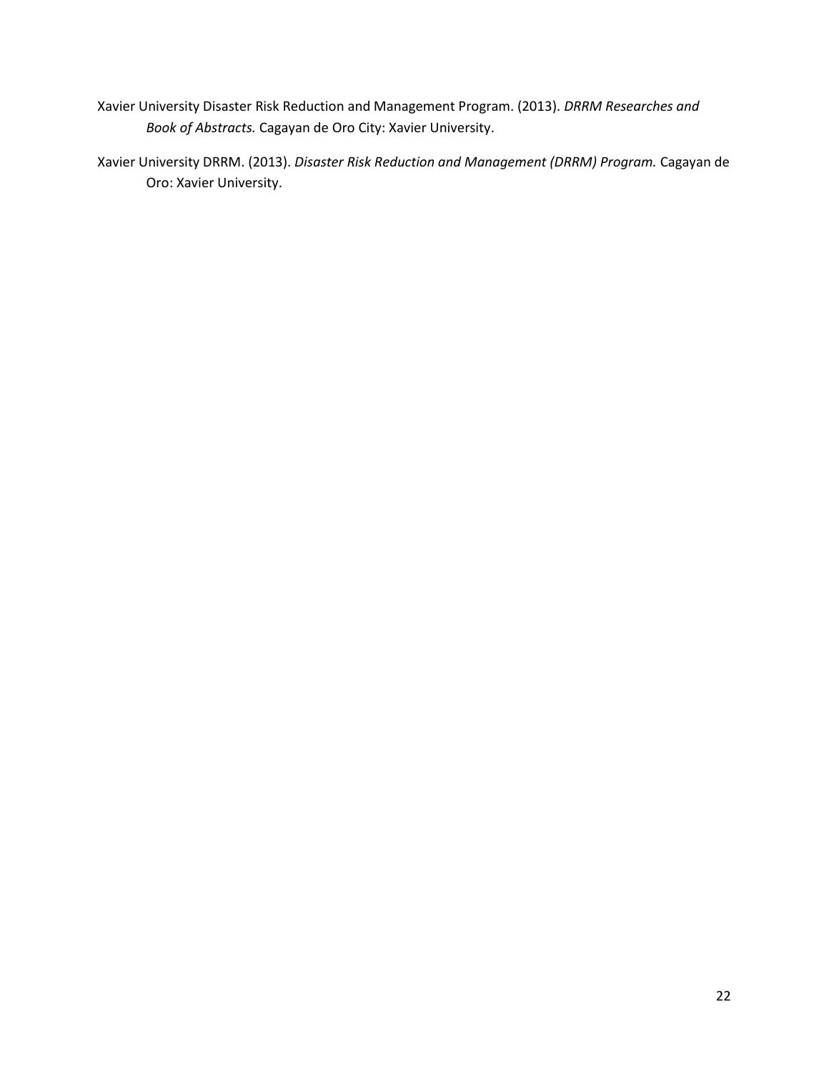Xavier University Disaster Risk Reduction and Management Program. (2013). *DRRM Researches and Book of Abstracts.* Cagayan de Oro City: Xavier University.

Xavier University DRRM. (2013). *Disaster Risk Reduction and Management (DRRM) Program.* Cagayan de Oro: Xavier University.